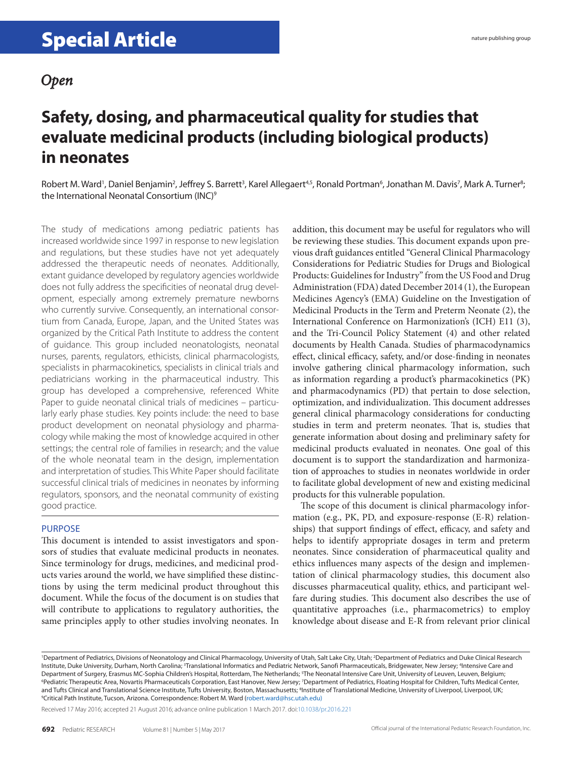# Special Article

*Open*

# Safety, dosing, and pharmaceutical quality for studies that evaluate medicinal products (including biological products) in neonates

Robert M. Ward[1], Daniel Benjamin[2], Jeffrey S. Barrett[3], Karel Allegaert[4,5], Ronald Portman[6], Jonathan M. Davis[7], Mark A. Turner[8]; the International Neonatal Consortium (INC)[9]

The study of medications among pediatric patients has increased worldwide since 1997 in response to new legislation and regulations, but these studies have not yet adequately addressed the therapeutic needs of neonates. Additionally, extant guidance developed by regulatory agencies worldwide does not fully address the specificities of neonatal drug development, especially among extremely premature newborns who currently survive. Consequently, an international consortium from Canada, Europe, Japan, and the United States was organized by the Critical Path Institute to address the content of guidance. This group included neonatologists, neonatal nurses, parents, regulators, ethicists, clinical pharmacologists, specialists in pharmacokinetics, specialists in clinical trials and pediatricians working in the pharmaceutical industry. This group has developed a comprehensive, referenced White Paper to guide neonatal clinical trials of medicines – particularly early phase studies. Key points include: the need to base product development on neonatal physiology and pharmacology while making the most of knowledge acquired in other settings; the central role of families in research; and the value of the whole neonatal team in the design, implementation and interpretation of studies. This White Paper should facilitate successful clinical trials of medicines in neonates by informing regulators, sponsors, and the neonatal community of existing good practice.

## PURPOSE

This document is intended to assist investigators and sponsors of studies that evaluate medicinal products in neonates. Since terminology for drugs, medicines, and medicinal products varies around the world, we have simplified these distinctions by using the term medicinal product throughout this document. While the focus of the document is on studies that will contribute to applications to regulatory authorities, the same principles apply to other studies involving neonates. In addition, this document may be useful for regulators who will be reviewing these studies. This document expands upon previous draft guidances entitled "General Clinical Pharmacology Considerations for Pediatric Studies for Drugs and Biological Products: Guidelines for Industry" from the US Food and Drug Administration (FDA) dated December 2014 (1), the European Medicines Agency's (EMA) Guideline on the Investigation of Medicinal Products in the Term and Preterm Neonate (2), the International Conference on Harmonization's (ICH) E11 (3), and the Tri-Council Policy Statement (4) and other related documents by Health Canada. Studies of pharmacodynamics effect, clinical efficacy, safety, and/or dose-finding in neonates involve gathering clinical pharmacology information, such as information regarding a product's pharmacokinetics (PK) and pharmacodynamics (PD) that pertain to dose selection, optimization, and individualization. This document addresses general clinical pharmacology considerations for conducting studies in term and preterm neonates. That is, studies that generate information about dosing and preliminary safety for medicinal products evaluated in neonates. One goal of this document is to support the standardization and harmonization of approaches to studies in neonates worldwide in order to facilitate global development of new and existing medicinal products for this vulnerable population.

The scope of this document is clinical pharmacology information (e.g., PK, PD, and exposure-response (E-R) relationships) that support findings of effect, efficacy, and safety and helps to identify appropriate dosages in term and preterm neonates. Since consideration of pharmaceutical quality and ethics influences many aspects of the design and implementation of clinical pharmacology studies, this document also discusses pharmaceutical quality, ethics, and participant welfare during studies. This document also describes the use of quantitative approaches (i.e., pharmacometrics) to employ knowledge about disease and E-R from relevant prior clinical

[1]Department of Pediatrics, Divisions of Neonatology and Clinical Pharmacology, University of Utah, Salt Lake City, Utah; [2]Department of Pediatrics and Duke Clinical Research Institute, Duke University, Durham, North Carolina; [3]Translational Informatics and Pediatric Network, Sanofi Pharmaceuticals, Bridgewater, New Jersey; [4]Intensive Care and Department of Surgery, Erasmus MC-Sophia Children's Hospital, Rotterdam, The Netherlands; [5]The Neonatal Intensive Care Unit, University of Leuven, Leuven, Belgium; [6]Pediatric Therapeutic Area, Novartis Pharmaceuticals Corporation, East Hanover, New Jersey; [7]Department of Pediatrics, Floating Hospital for Children, Tufts Medical Center, and Tufts Clinical and Translational Science Institute, Tufts University, Boston, Massachusetts; [8]Institute of Translational Medicine, University of Liverpool, Liverpool, UK; [9]Critical Path Institute, Tucson, Arizona. Correspondence: Robert M. Ward (robert.ward@hsc.utah.edu)

Received 17 May 2016; accepted 21 August 2016; advance online publication 1 March 2017. doi:10.1038/pr.2016.221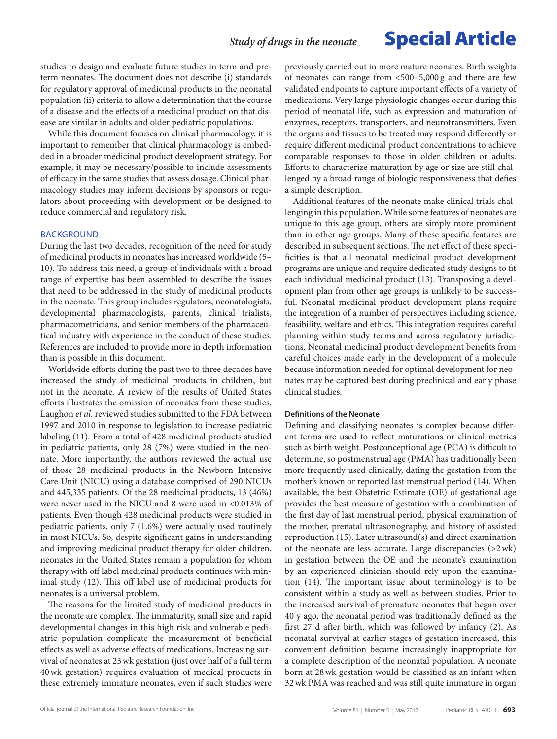studies to design and evaluate future studies in term and preterm neonates. The document does not describe (i) standards for regulatory approval of medicinal products in the neonatal population (ii) criteria to allow a determination that the course of a disease and the effects of a medicinal product on that disease are similar in adults and older pediatric populations.

While this document focuses on clinical pharmacology, it is important to remember that clinical pharmacology is embedded in a broader medicinal product development strategy. For example, it may be necessary/possible to include assessments of efficacy in the same studies that assess dosage. Clinical pharmacology studies may inform decisions by sponsors or regulators about proceeding with development or be designed to reduce commercial and regulatory risk.

## BACKGROUND

During the last two decades, recognition of the need for study of medicinal products in neonates has increased worldwide (5–10). To address this need, a group of individuals with a broad range of expertise has been assembled to describe the issues that need to be addressed in the study of medicinal products in the neonate. This group includes regulators, neonatologists, developmental pharmacologists, parents, clinical trialists, pharmacometricians, and senior members of the pharmaceutical industry with experience in the conduct of these studies. References are included to provide more in depth information than is possible in this document.

Worldwide efforts during the past two to three decades have increased the study of medicinal products in children, but not in the neonate. A review of the results of United States efforts illustrates the omission of neonates from these studies. Laughon *et al.* reviewed studies submitted to the FDA between 1997 and 2010 in response to legislation to increase pediatric labeling (11). From a total of 428 medicinal products studied in pediatric patients, only 28 (7%) were studied in the neonate. More importantly, the authors reviewed the actual use of those 28 medicinal products in the Newborn Intensive Care Unit (NICU) using a database comprised of 290 NICUs and 445,335 patients. Of the 28 medicinal products, 13 (46%) were never used in the NICU and 8 were used in <0.013% of patients. Even though 428 medicinal products were studied in pediatric patients, only 7 (1.6%) were actually used routinely in most NICUs. So, despite significant gains in understanding and improving medicinal product therapy for older children, neonates in the United States remain a population for whom therapy with off label medicinal products continues with minimal study (12). This off label use of medicinal products for neonates is a universal problem.

The reasons for the limited study of medicinal products in the neonate are complex. The immaturity, small size and rapid developmental changes in this high risk and vulnerable pediatric population complicate the measurement of beneficial effects as well as adverse effects of medications. Increasing survival of neonates at 23 wk gestation (just over half of a full term 40 wk gestation) requires evaluation of medical products in these extremely immature neonates, even if such studies were previously carried out in more mature neonates. Birth weights of neonates can range from <500–5,000 g and there are few validated endpoints to capture important effects of a variety of medications. Very large physiologic changes occur during this period of neonatal life, such as expression and maturation of enzymes, receptors, transporters, and neurotransmitters. Even the organs and tissues to be treated may respond differently or require different medicinal product concentrations to achieve comparable responses to those in older children or adults. Efforts to characterize maturation by age or size are still challenged by a broad range of biologic responsiveness that defies a simple description.

Additional features of the neonate make clinical trials challenging in this population. While some features of neonates are unique to this age group, others are simply more prominent than in other age groups. Many of these specific features are described in subsequent sections. The net effect of these specificities is that all neonatal medicinal product development programs are unique and require dedicated study designs to fit each individual medicinal product (13). Transposing a development plan from other age groups is unlikely to be successful. Neonatal medicinal product development plans require the integration of a number of perspectives including science, feasibility, welfare and ethics. This integration requires careful planning within study teams and across regulatory jurisdictions. Neonatal medicinal product development benefits from careful choices made early in the development of a molecule because information needed for optimal development for neonates may be captured best during preclinical and early phase clinical studies.

### Definitions of the Neonate

Defining and classifying neonates is complex because different terms are used to reflect maturations or clinical metrics such as birth weight. Postconceptional age (PCA) is difficult to determine, so postmenstrual age (PMA) has traditionally been more frequently used clinically, dating the gestation from the mother's known or reported last menstrual period (14). When available, the best Obstetric Estimate (OE) of gestational age provides the best measure of gestation with a combination of the first day of last menstrual period, physical examination of the mother, prenatal ultrasonography, and history of assisted reproduction (15). Later ultrasound(s) and direct examination of the neonate are less accurate. Large discrepancies (>2 wk) in gestation between the OE and the neonate's examination by an experienced clinician should rely upon the examination (14). The important issue about terminology is to be consistent within a study as well as between studies. Prior to the increased survival of premature neonates that began over 40 y ago, the neonatal period was traditionally defined as the first 27 d after birth, which was followed by infancy (2). As neonatal survival at earlier stages of gestation increased, this convenient definition became increasingly inappropriate for a complete description of the neonatal population. A neonate born at 28 wk gestation would be classified as an infant when 32 wk PMA was reached and was still quite immature in organ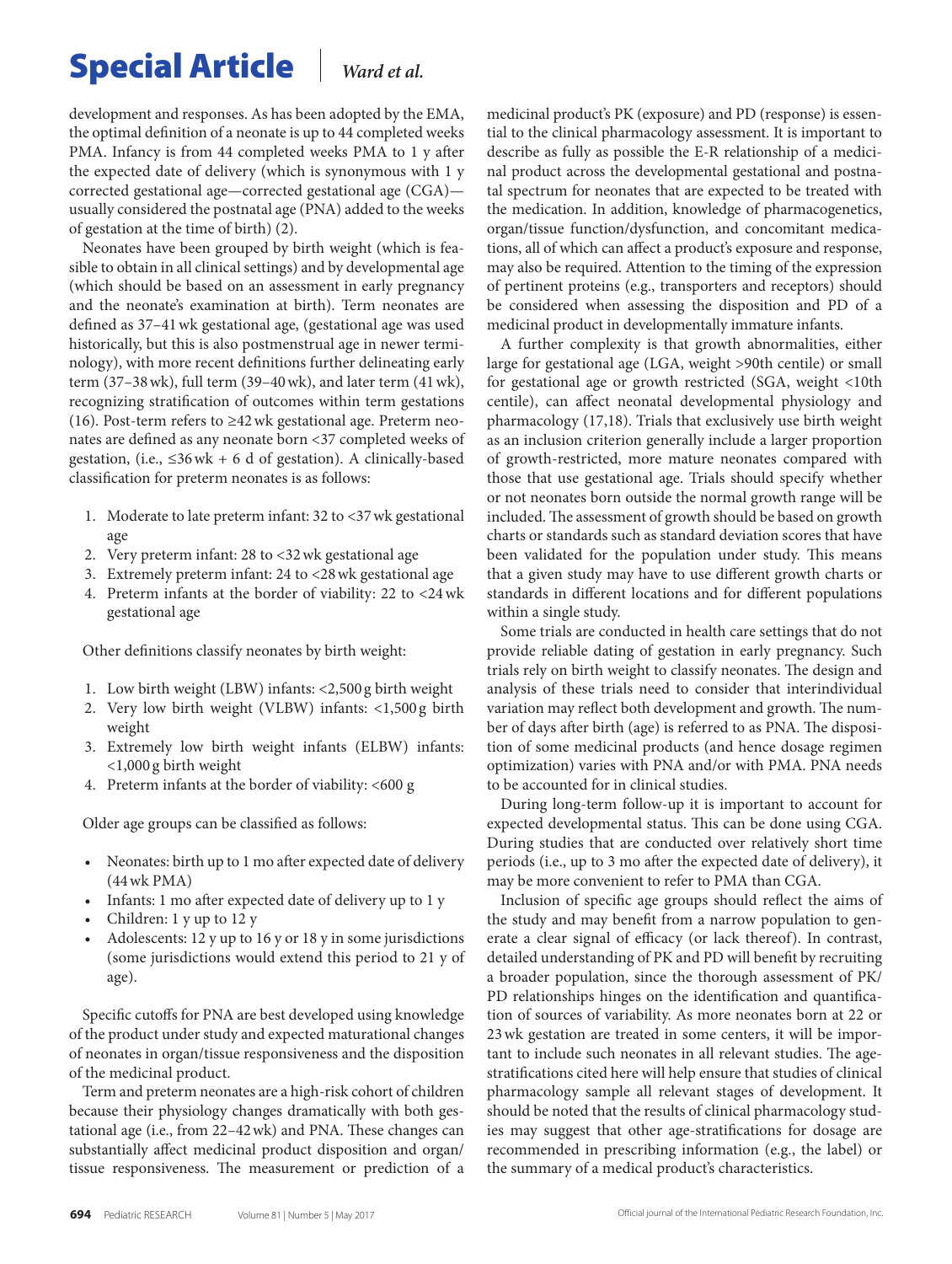development and responses. As has been adopted by the EMA, the optimal definition of a neonate is up to 44 completed weeks PMA. Infancy is from 44 completed weeks PMA to 1 y after the expected date of delivery (which is synonymous with 1 y corrected gestational age—corrected gestational age (CGA)—usually considered the postnatal age (PNA) added to the weeks of gestation at the time of birth) (2).

Neonates have been grouped by birth weight (which is feasible to obtain in all clinical settings) and by developmental age (which should be based on an assessment in early pregnancy and the neonate's examination at birth). Term neonates are defined as 37–41 wk gestational age, (gestational age was used historically, but this is also postmenstrual age in newer terminology), with more recent definitions further delineating early term (37–38 wk), full term (39–40 wk), and later term (41 wk), recognizing stratification of outcomes within term gestations (16). Post-term refers to ≥42 wk gestational age. Preterm neonates are defined as any neonate born <37 completed weeks of gestation, (i.e., ≤36 wk + 6 d of gestation). A clinically-based classification for preterm neonates is as follows:

1. Moderate to late preterm infant: 32 to <37 wk gestational age
2. Very preterm infant: 28 to <32 wk gestational age
3. Extremely preterm infant: 24 to <28 wk gestational age
4. Preterm infants at the border of viability: 22 to <24 wk gestational age

Other definitions classify neonates by birth weight:

1. Low birth weight (LBW) infants: <2,500 g birth weight
2. Very low birth weight (VLBW) infants: <1,500 g birth weight
3. Extremely low birth weight infants (ELBW) infants: <1,000 g birth weight
4. Preterm infants at the border of viability: <600 g

Older age groups can be classified as follows:

- Neonates: birth up to 1 mo after expected date of delivery (44 wk PMA)
- Infants: 1 mo after expected date of delivery up to 1 y
- Children: 1 y up to 12 y
- Adolescents: 12 y up to 16 y or 18 y in some jurisdictions (some jurisdictions would extend this period to 21 y of age).

Specific cutoffs for PNA are best developed using knowledge of the product under study and expected maturational changes of neonates in organ/tissue responsiveness and the disposition of the medicinal product.

Term and preterm neonates are a high-risk cohort of children because their physiology changes dramatically with both gestational age (i.e., from 22–42 wk) and PNA. These changes can substantially affect medicinal product disposition and organ/tissue responsiveness. The measurement or prediction of a medicinal product's PK (exposure) and PD (response) is essential to the clinical pharmacology assessment. It is important to describe as fully as possible the E-R relationship of a medicinal product across the developmental gestational and postnatal spectrum for neonates that are expected to be treated with the medication. In addition, knowledge of pharmacogenetics, organ/tissue function/dysfunction, and concomitant medications, all of which can affect a product's exposure and response, may also be required. Attention to the timing of the expression of pertinent proteins (e.g., transporters and receptors) should be considered when assessing the disposition and PD of a medicinal product in developmentally immature infants.

A further complexity is that growth abnormalities, either large for gestational age (LGA, weight >90th centile) or small for gestational age or growth restricted (SGA, weight <10th centile), can affect neonatal developmental physiology and pharmacology (17,18). Trials that exclusively use birth weight as an inclusion criterion generally include a larger proportion of growth-restricted, more mature neonates compared with those that use gestational age. Trials should specify whether or not neonates born outside the normal growth range will be included. The assessment of growth should be based on growth charts or standards such as standard deviation scores that have been validated for the population under study. This means that a given study may have to use different growth charts or standards in different locations and for different populations within a single study.

Some trials are conducted in health care settings that do not provide reliable dating of gestation in early pregnancy. Such trials rely on birth weight to classify neonates. The design and analysis of these trials need to consider that interindividual variation may reflect both development and growth. The number of days after birth (age) is referred to as PNA. The disposition of some medicinal products (and hence dosage regimen optimization) varies with PNA and/or with PMA. PNA needs to be accounted for in clinical studies.

During long-term follow-up it is important to account for expected developmental status. This can be done using CGA. During studies that are conducted over relatively short time periods (i.e., up to 3 mo after the expected date of delivery), it may be more convenient to refer to PMA than CGA.

Inclusion of specific age groups should reflect the aims of the study and may benefit from a narrow population to generate a clear signal of efficacy (or lack thereof). In contrast, detailed understanding of PK and PD will benefit by recruiting a broader population, since the thorough assessment of PK/PD relationships hinges on the identification and quantification of sources of variability. As more neonates born at 22 or 23 wk gestation are treated in some centers, it will be important to include such neonates in all relevant studies. The age-stratifications cited here will help ensure that studies of clinical pharmacology sample all relevant stages of development. It should be noted that the results of clinical pharmacology studies may suggest that other age-stratifications for dosage are recommended in prescribing information (e.g., the label) or the summary of a medical product's characteristics.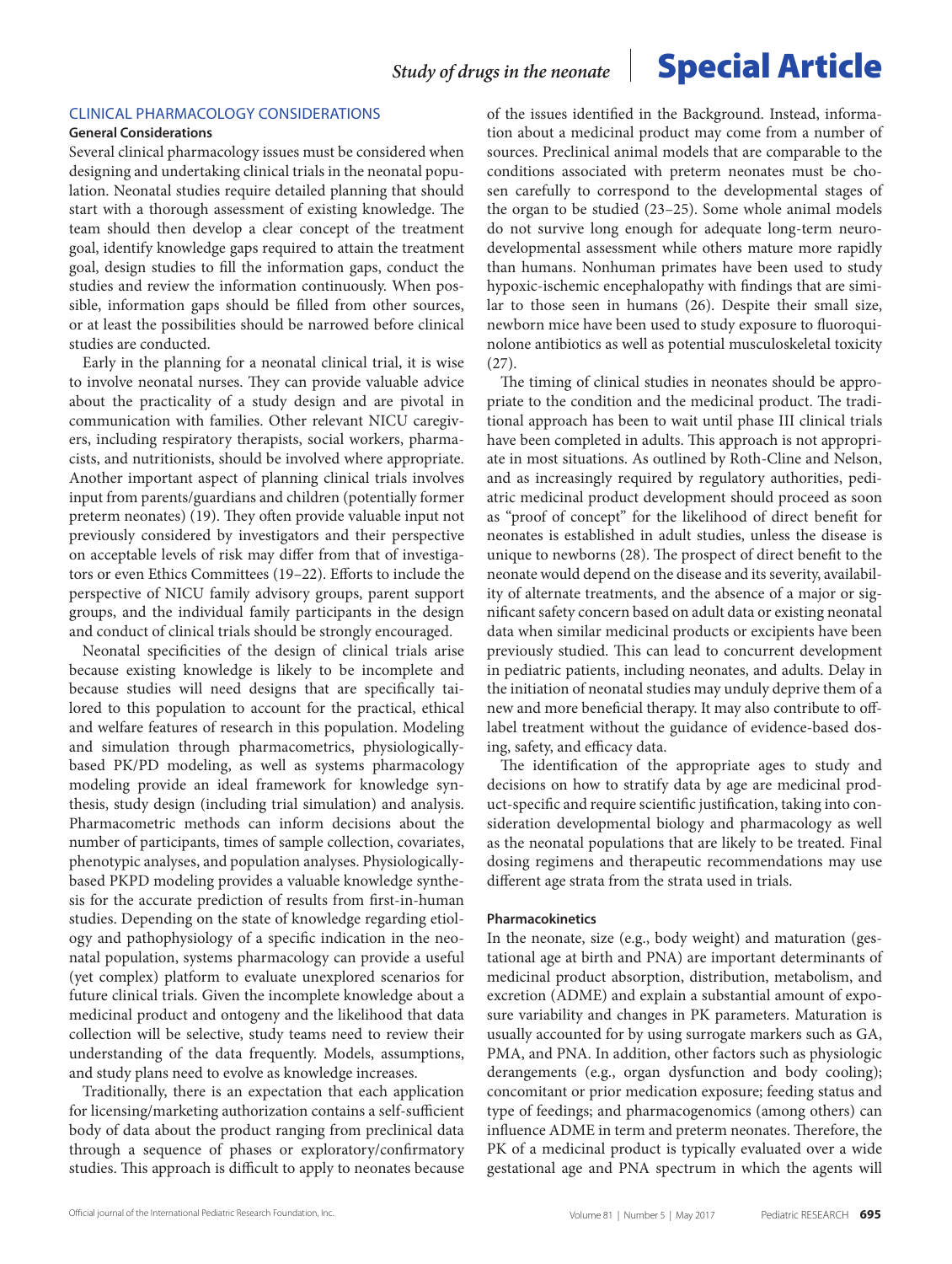## CLINICAL PHARMACOLOGY CONSIDERATIONS

### General Considerations

Several clinical pharmacology issues must be considered when designing and undertaking clinical trials in the neonatal population. Neonatal studies require detailed planning that should start with a thorough assessment of existing knowledge. The team should then develop a clear concept of the treatment goal, identify knowledge gaps required to attain the treatment goal, design studies to fill the information gaps, conduct the studies and review the information continuously. When possible, information gaps should be filled from other sources, or at least the possibilities should be narrowed before clinical studies are conducted.

Early in the planning for a neonatal clinical trial, it is wise to involve neonatal nurses. They can provide valuable advice about the practicality of a study design and are pivotal in communication with families. Other relevant NICU caregivers, including respiratory therapists, social workers, pharmacists, and nutritionists, should be involved where appropriate. Another important aspect of planning clinical trials involves input from parents/guardians and children (potentially former preterm neonates) (19). They often provide valuable input not previously considered by investigators and their perspective on acceptable levels of risk may differ from that of investigators or even Ethics Committees (19–22). Efforts to include the perspective of NICU family advisory groups, parent support groups, and the individual family participants in the design and conduct of clinical trials should be strongly encouraged.

Neonatal specificities of the design of clinical trials arise because existing knowledge is likely to be incomplete and because studies will need designs that are specifically tailored to this population to account for the practical, ethical and welfare features of research in this population. Modeling and simulation through pharmacometrics, physiologically-based PK/PD modeling, as well as systems pharmacology modeling provide an ideal framework for knowledge synthesis, study design (including trial simulation) and analysis. Pharmacometric methods can inform decisions about the number of participants, times of sample collection, covariates, phenotypic analyses, and population analyses. Physiologically-based PKPD modeling provides a valuable knowledge synthesis for the accurate prediction of results from first-in-human studies. Depending on the state of knowledge regarding etiology and pathophysiology of a specific indication in the neonatal population, systems pharmacology can provide a useful (yet complex) platform to evaluate unexplored scenarios for future clinical trials. Given the incomplete knowledge about a medicinal product and ontogeny and the likelihood that data collection will be selective, study teams need to review their understanding of the data frequently. Models, assumptions, and study plans need to evolve as knowledge increases.

Traditionally, there is an expectation that each application for licensing/marketing authorization contains a self-sufficient body of data about the product ranging from preclinical data through a sequence of phases or exploratory/confirmatory studies. This approach is difficult to apply to neonates because of the issues identified in the Background. Instead, information about a medicinal product may come from a number of sources. Preclinical animal models that are comparable to the conditions associated with preterm neonates must be chosen carefully to correspond to the developmental stages of the organ to be studied (23–25). Some whole animal models do not survive long enough for adequate long-term neurodevelopmental assessment while others mature more rapidly than humans. Nonhuman primates have been used to study hypoxic-ischemic encephalopathy with findings that are similar to those seen in humans (26). Despite their small size, newborn mice have been used to study exposure to fluoroquinolone antibiotics as well as potential musculoskeletal toxicity (27).

The timing of clinical studies in neonates should be appropriate to the condition and the medicinal product. The traditional approach has been to wait until phase III clinical trials have been completed in adults. This approach is not appropriate in most situations. As outlined by Roth-Cline and Nelson, and as increasingly required by regulatory authorities, pediatric medicinal product development should proceed as soon as "proof of concept" for the likelihood of direct benefit for neonates is established in adult studies, unless the disease is unique to newborns (28). The prospect of direct benefit to the neonate would depend on the disease and its severity, availability of alternate treatments, and the absence of a major or significant safety concern based on adult data or existing neonatal data when similar medicinal products or excipients have been previously studied. This can lead to concurrent development in pediatric patients, including neonates, and adults. Delay in the initiation of neonatal studies may unduly deprive them of a new and more beneficial therapy. It may also contribute to off-label treatment without the guidance of evidence-based dosing, safety, and efficacy data.

The identification of the appropriate ages to study and decisions on how to stratify data by age are medicinal product-specific and require scientific justification, taking into consideration developmental biology and pharmacology as well as the neonatal populations that are likely to be treated. Final dosing regimens and therapeutic recommendations may use different age strata from the strata used in trials.

### Pharmacokinetics

In the neonate, size (e.g., body weight) and maturation (gestational age at birth and PNA) are important determinants of medicinal product absorption, distribution, metabolism, and excretion (ADME) and explain a substantial amount of exposure variability and changes in PK parameters. Maturation is usually accounted for by using surrogate markers such as GA, PMA, and PNA. In addition, other factors such as physiologic derangements (e.g., organ dysfunction and body cooling); concomitant or prior medication exposure; feeding status and type of feedings; and pharmacogenomics (among others) can influence ADME in term and preterm neonates. Therefore, the PK of a medicinal product is typically evaluated over a wide gestational age and PNA spectrum in which the agents will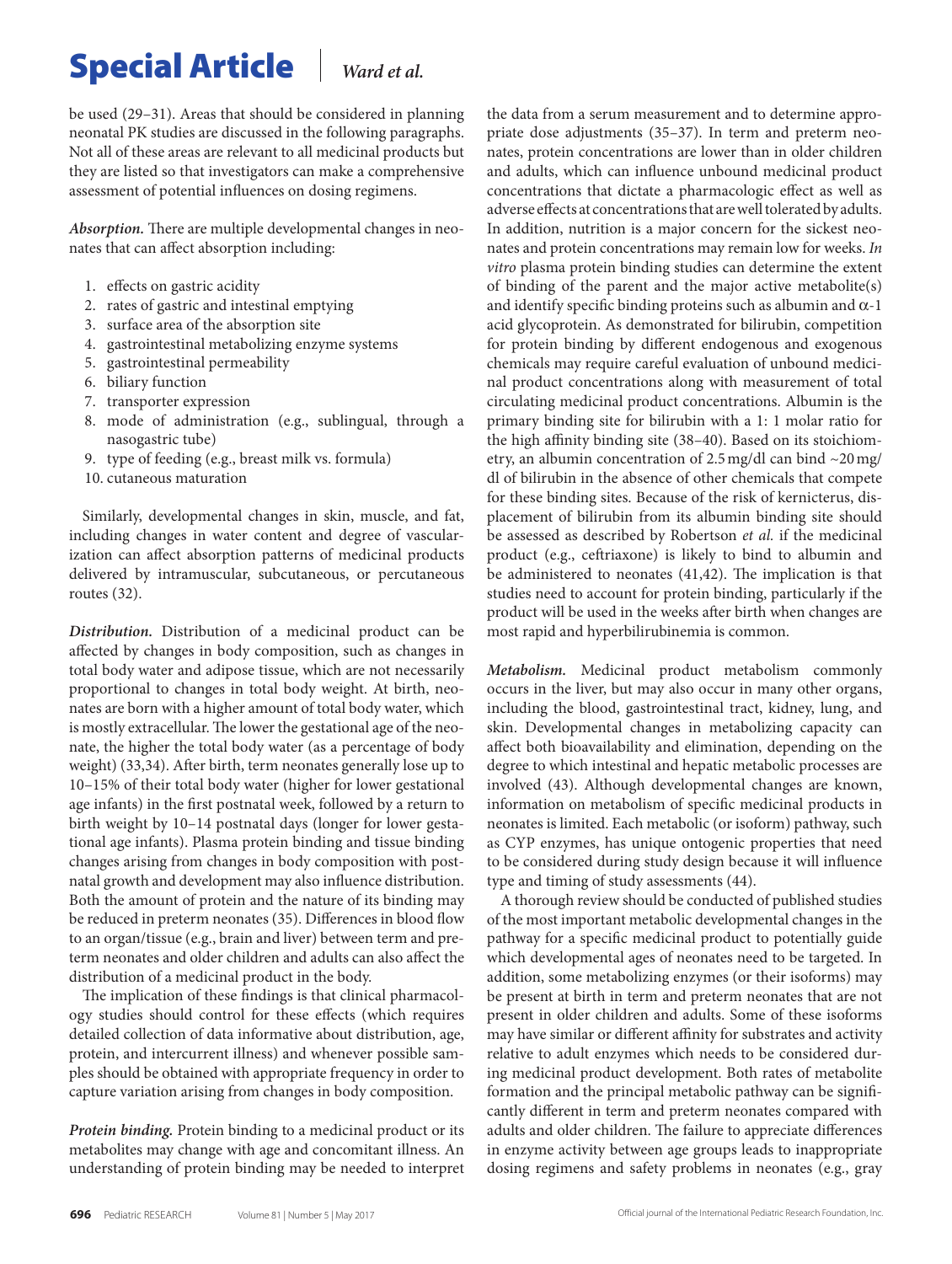be used (29–31). Areas that should be considered in planning neonatal PK studies are discussed in the following paragraphs. Not all of these areas are relevant to all medicinal products but they are listed so that investigators can make a comprehensive assessment of potential influences on dosing regimens.

***Absorption.*** There are multiple developmental changes in neonates that can affect absorption including:

1. effects on gastric acidity
2. rates of gastric and intestinal emptying
3. surface area of the absorption site
4. gastrointestinal metabolizing enzyme systems
5. gastrointestinal permeability
6. biliary function
7. transporter expression
8. mode of administration (e.g., sublingual, through a nasogastric tube)
9. type of feeding (e.g., breast milk vs. formula)
10. cutaneous maturation

Similarly, developmental changes in skin, muscle, and fat, including changes in water content and degree of vascularization can affect absorption patterns of medicinal products delivered by intramuscular, subcutaneous, or percutaneous routes (32).

***Distribution.*** Distribution of a medicinal product can be affected by changes in body composition, such as changes in total body water and adipose tissue, which are not necessarily proportional to changes in total body weight. At birth, neonates are born with a higher amount of total body water, which is mostly extracellular. The lower the gestational age of the neonate, the higher the total body water (as a percentage of body weight) (33,34). After birth, term neonates generally lose up to 10–15% of their total body water (higher for lower gestational age infants) in the first postnatal week, followed by a return to birth weight by 10–14 postnatal days (longer for lower gestational age infants). Plasma protein binding and tissue binding changes arising from changes in body composition with postnatal growth and development may also influence distribution. Both the amount of protein and the nature of its binding may be reduced in preterm neonates (35). Differences in blood flow to an organ/tissue (e.g., brain and liver) between term and preterm neonates and older children and adults can also affect the distribution of a medicinal product in the body.

The implication of these findings is that clinical pharmacology studies should control for these effects (which requires detailed collection of data informative about distribution, age, protein, and intercurrent illness) and whenever possible samples should be obtained with appropriate frequency in order to capture variation arising from changes in body composition.

***Protein binding.*** Protein binding to a medicinal product or its metabolites may change with age and concomitant illness. An understanding of protein binding may be needed to interpret the data from a serum measurement and to determine appropriate dose adjustments (35–37). In term and preterm neonates, protein concentrations are lower than in older children and adults, which can influence unbound medicinal product concentrations that dictate a pharmacologic effect as well as adverse effects at concentrations that are well tolerated by adults. In addition, nutrition is a major concern for the sickest neonates and protein concentrations may remain low for weeks. *In vitro* plasma protein binding studies can determine the extent of binding of the parent and the major active metabolite(s) and identify specific binding proteins such as albumin and $\alpha$-1 acid glycoprotein. As demonstrated for bilirubin, competition for protein binding by different endogenous and exogenous chemicals may require careful evaluation of unbound medicinal product concentrations along with measurement of total circulating medicinal product concentrations. Albumin is the primary binding site for bilirubin with a 1: 1 molar ratio for the high affinity binding site (38–40). Based on its stoichiometry, an albumin concentration of 2.5 mg/dl can bind ~20 mg/dl of bilirubin in the absence of other chemicals that compete for these binding sites. Because of the risk of kernicterus, displacement of bilirubin from its albumin binding site should be assessed as described by Robertson *et al.* if the medicinal product (e.g., ceftriaxone) is likely to bind to albumin and be administered to neonates (41,42). The implication is that studies need to account for protein binding, particularly if the product will be used in the weeks after birth when changes are most rapid and hyperbilirubinemia is common.

***Metabolism.*** Medicinal product metabolism commonly occurs in the liver, but may also occur in many other organs, including the blood, gastrointestinal tract, kidney, lung, and skin. Developmental changes in metabolizing capacity can affect both bioavailability and elimination, depending on the degree to which intestinal and hepatic metabolic processes are involved (43). Although developmental changes are known, information on metabolism of specific medicinal products in neonates is limited. Each metabolic (or isoform) pathway, such as CYP enzymes, has unique ontogenic properties that need to be considered during study design because it will influence type and timing of study assessments (44).

A thorough review should be conducted of published studies of the most important metabolic developmental changes in the pathway for a specific medicinal product to potentially guide which developmental ages of neonates need to be targeted. In addition, some metabolizing enzymes (or their isoforms) may be present at birth in term and preterm neonates that are not present in older children and adults. Some of these isoforms may have similar or different affinity for substrates and activity relative to adult enzymes which needs to be considered during medicinal product development. Both rates of metabolite formation and the principal metabolic pathway can be significantly different in term and preterm neonates compared with adults and older children. The failure to appreciate differences in enzyme activity between age groups leads to inappropriate dosing regimens and safety problems in neonates (e.g., gray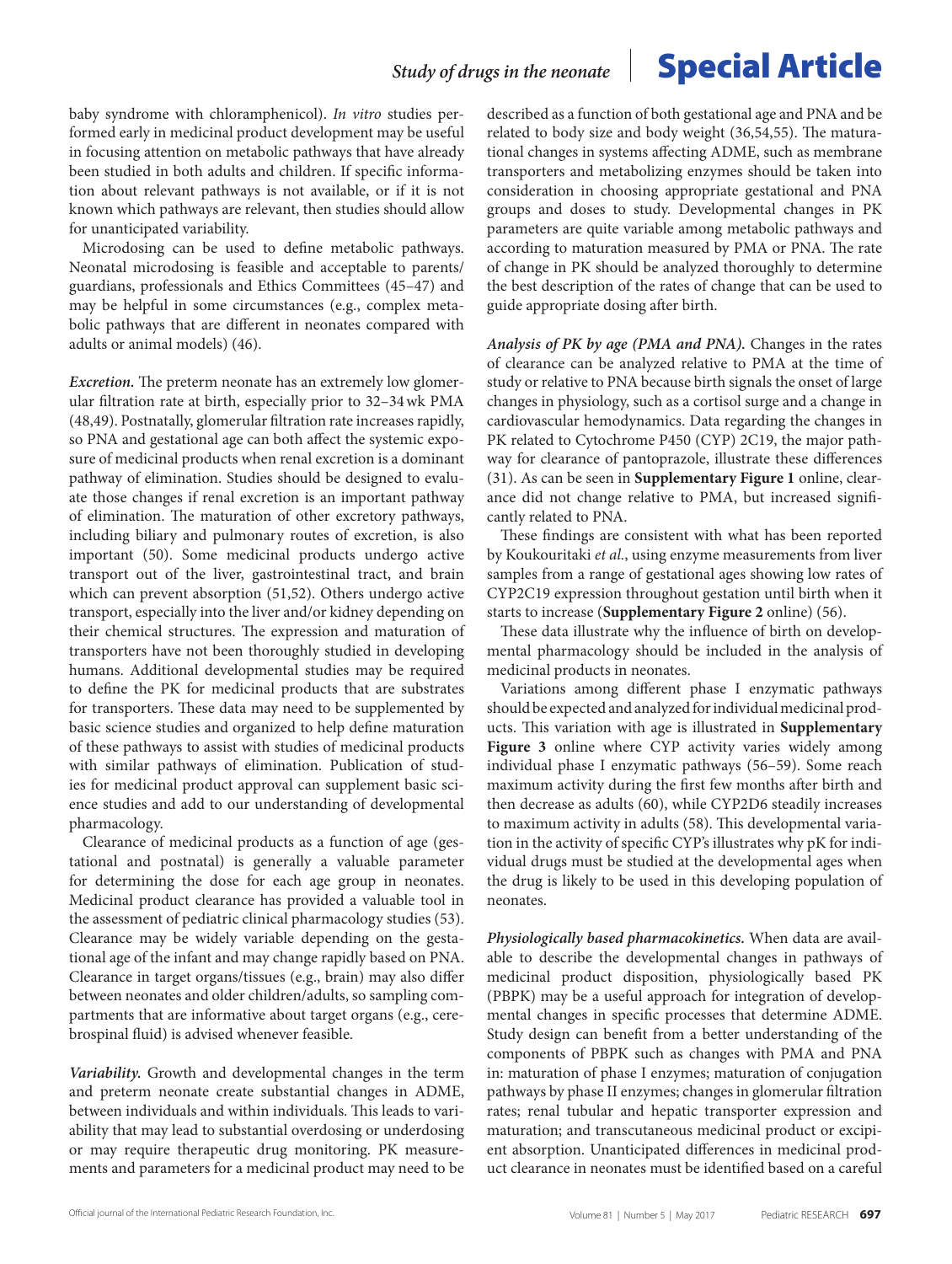baby syndrome with chloramphenicol). *In vitro* studies performed early in medicinal product development may be useful in focusing attention on metabolic pathways that have already been studied in both adults and children. If specific information about relevant pathways is not available, or if it is not known which pathways are relevant, then studies should allow for unanticipated variability.

Microdosing can be used to define metabolic pathways. Neonatal microdosing is feasible and acceptable to parents/guardians, professionals and Ethics Committees (45–47) and may be helpful in some circumstances (e.g., complex metabolic pathways that are different in neonates compared with adults or animal models) (46).

***Excretion.*** The preterm neonate has an extremely low glomerular filtration rate at birth, especially prior to 32–34 wk PMA (48,49). Postnatally, glomerular filtration rate increases rapidly, so PNA and gestational age can both affect the systemic exposure of medicinal products when renal excretion is a dominant pathway of elimination. Studies should be designed to evaluate those changes if renal excretion is an important pathway of elimination. The maturation of other excretory pathways, including biliary and pulmonary routes of excretion, is also important (50). Some medicinal products undergo active transport out of the liver, gastrointestinal tract, and brain which can prevent absorption (51,52). Others undergo active transport, especially into the liver and/or kidney depending on their chemical structures. The expression and maturation of transporters have not been thoroughly studied in developing humans. Additional developmental studies may be required to define the PK for medicinal products that are substrates for transporters. These data may need to be supplemented by basic science studies and organized to help define maturation of these pathways to assist with studies of medicinal products with similar pathways of elimination. Publication of studies for medicinal product approval can supplement basic science studies and add to our understanding of developmental pharmacology.

Clearance of medicinal products as a function of age (gestational and postnatal) is generally a valuable parameter for determining the dose for each age group in neonates. Medicinal product clearance has provided a valuable tool in the assessment of pediatric clinical pharmacology studies (53). Clearance may be widely variable depending on the gestational age of the infant and may change rapidly based on PNA. Clearance in target organs/tissues (e.g., brain) may also differ between neonates and older children/adults, so sampling compartments that are informative about target organs (e.g., cerebrospinal fluid) is advised whenever feasible.

***Variability.*** Growth and developmental changes in the term and preterm neonate create substantial changes in ADME, between individuals and within individuals. This leads to variability that may lead to substantial overdosing or underdosing or may require therapeutic drug monitoring. PK measurements and parameters for a medicinal product may need to be described as a function of both gestational age and PNA and be related to body size and body weight (36,54,55). The maturational changes in systems affecting ADME, such as membrane transporters and metabolizing enzymes should be taken into consideration in choosing appropriate gestational and PNA groups and doses to study. Developmental changes in PK parameters are quite variable among metabolic pathways and according to maturation measured by PMA or PNA. The rate of change in PK should be analyzed thoroughly to determine the best description of the rates of change that can be used to guide appropriate dosing after birth.

***Analysis of PK by age (PMA and PNA).*** Changes in the rates of clearance can be analyzed relative to PMA at the time of study or relative to PNA because birth signals the onset of large changes in physiology, such as a cortisol surge and a change in cardiovascular hemodynamics. Data regarding the changes in PK related to Cytochrome P450 (CYP) 2C19, the major pathway for clearance of pantoprazole, illustrate these differences (31). As can be seen in **Supplementary Figure 1** online, clearance did not change relative to PMA, but increased significantly related to PNA.

These findings are consistent with what has been reported by Koukouritaki *et al.*, using enzyme measurements from liver samples from a range of gestational ages showing low rates of CYP2C19 expression throughout gestation until birth when it starts to increase (**Supplementary Figure 2** online) (56).

These data illustrate why the influence of birth on developmental pharmacology should be included in the analysis of medicinal products in neonates.

Variations among different phase I enzymatic pathways should be expected and analyzed for individual medicinal products. This variation with age is illustrated in **Supplementary Figure 3** online where CYP activity varies widely among individual phase I enzymatic pathways (56–59). Some reach maximum activity during the first few months after birth and then decrease as adults (60), while CYP2D6 steadily increases to maximum activity in adults (58). This developmental variation in the activity of specific CYP's illustrates why pK for individual drugs must be studied at the developmental ages when the drug is likely to be used in this developing population of neonates.

***Physiologically based pharmacokinetics.*** When data are available to describe the developmental changes in pathways of medicinal product disposition, physiologically based PK (PBPK) may be a useful approach for integration of developmental changes in specific processes that determine ADME. Study design can benefit from a better understanding of the components of PBPK such as changes with PMA and PNA in: maturation of phase I enzymes; maturation of conjugation pathways by phase II enzymes; changes in glomerular filtration rates; renal tubular and hepatic transporter expression and maturation; and transcutaneous medicinal product or excipient absorption. Unanticipated differences in medicinal product clearance in neonates must be identified based on a careful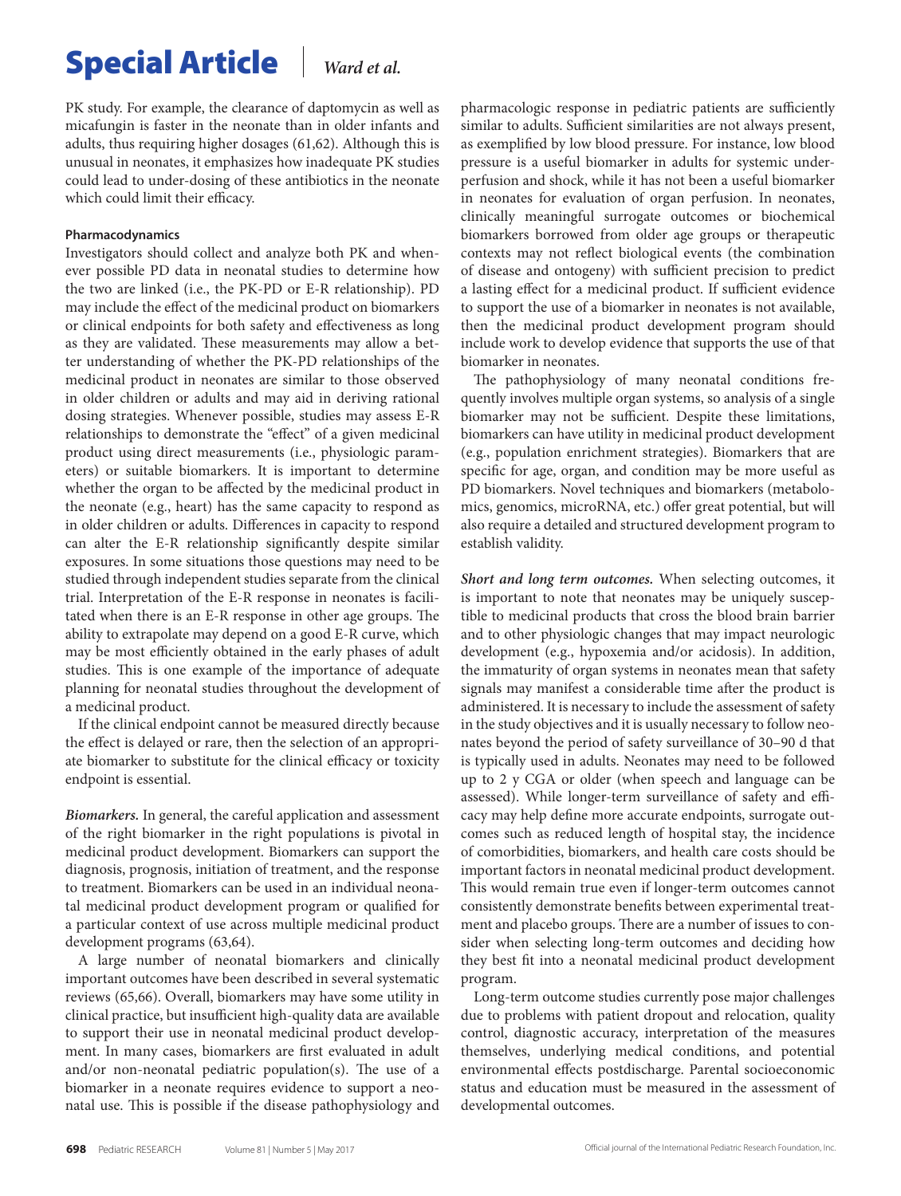PK study. For example, the clearance of daptomycin as well as micafungin is faster in the neonate than in older infants and adults, thus requiring higher dosages (61,62). Although this is unusual in neonates, it emphasizes how inadequate PK studies could lead to under-dosing of these antibiotics in the neonate which could limit their efficacy.

#### Pharmacodynamics

Investigators should collect and analyze both PK and whenever possible PD data in neonatal studies to determine how the two are linked (i.e., the PK-PD or E-R relationship). PD may include the effect of the medicinal product on biomarkers or clinical endpoints for both safety and effectiveness as long as they are validated. These measurements may allow a better understanding of whether the PK-PD relationships of the medicinal product in neonates are similar to those observed in older children or adults and may aid in deriving rational dosing strategies. Whenever possible, studies may assess E-R relationships to demonstrate the "effect" of a given medicinal product using direct measurements (i.e., physiologic parameters) or suitable biomarkers. It is important to determine whether the organ to be affected by the medicinal product in the neonate (e.g., heart) has the same capacity to respond as in older children or adults. Differences in capacity to respond can alter the E-R relationship significantly despite similar exposures. In some situations those questions may need to be studied through independent studies separate from the clinical trial. Interpretation of the E-R response in neonates is facilitated when there is an E-R response in other age groups. The ability to extrapolate may depend on a good E-R curve, which may be most efficiently obtained in the early phases of adult studies. This is one example of the importance of adequate planning for neonatal studies throughout the development of a medicinal product.

If the clinical endpoint cannot be measured directly because the effect is delayed or rare, then the selection of an appropriate biomarker to substitute for the clinical efficacy or toxicity endpoint is essential.

***Biomarkers.*** In general, the careful application and assessment of the right biomarker in the right populations is pivotal in medicinal product development. Biomarkers can support the diagnosis, prognosis, initiation of treatment, and the response to treatment. Biomarkers can be used in an individual neonatal medicinal product development program or qualified for a particular context of use across multiple medicinal product development programs (63,64).

A large number of neonatal biomarkers and clinically important outcomes have been described in several systematic reviews (65,66). Overall, biomarkers may have some utility in clinical practice, but insufficient high-quality data are available to support their use in neonatal medicinal product development. In many cases, biomarkers are first evaluated in adult and/or non-neonatal pediatric population(s). The use of a biomarker in a neonate requires evidence to support a neonatal use. This is possible if the disease pathophysiology and pharmacologic response in pediatric patients are sufficiently similar to adults. Sufficient similarities are not always present, as exemplified by low blood pressure. For instance, low blood pressure is a useful biomarker in adults for systemic underperfusion and shock, while it has not been a useful biomarker in neonates for evaluation of organ perfusion. In neonates, clinically meaningful surrogate outcomes or biochemical biomarkers borrowed from older age groups or therapeutic contexts may not reflect biological events (the combination of disease and ontogeny) with sufficient precision to predict a lasting effect for a medicinal product. If sufficient evidence to support the use of a biomarker in neonates is not available, then the medicinal product development program should include work to develop evidence that supports the use of that biomarker in neonates.

The pathophysiology of many neonatal conditions frequently involves multiple organ systems, so analysis of a single biomarker may not be sufficient. Despite these limitations, biomarkers can have utility in medicinal product development (e.g., population enrichment strategies). Biomarkers that are specific for age, organ, and condition may be more useful as PD biomarkers. Novel techniques and biomarkers (metabolomics, genomics, microRNA, etc.) offer great potential, but will also require a detailed and structured development program to establish validity.

***Short and long term outcomes.*** When selecting outcomes, it is important to note that neonates may be uniquely susceptible to medicinal products that cross the blood brain barrier and to other physiologic changes that may impact neurologic development (e.g., hypoxemia and/or acidosis). In addition, the immaturity of organ systems in neonates mean that safety signals may manifest a considerable time after the product is administered. It is necessary to include the assessment of safety in the study objectives and it is usually necessary to follow neonates beyond the period of safety surveillance of 30–90 d that is typically used in adults. Neonates may need to be followed up to 2 y CGA or older (when speech and language can be assessed). While longer-term surveillance of safety and efficacy may help define more accurate endpoints, surrogate outcomes such as reduced length of hospital stay, the incidence of comorbidities, biomarkers, and health care costs should be important factors in neonatal medicinal product development. This would remain true even if longer-term outcomes cannot consistently demonstrate benefits between experimental treatment and placebo groups. There are a number of issues to consider when selecting long-term outcomes and deciding how they best fit into a neonatal medicinal product development program.

Long-term outcome studies currently pose major challenges due to problems with patient dropout and relocation, quality control, diagnostic accuracy, interpretation of the measures themselves, underlying medical conditions, and potential environmental effects postdischarge. Parental socioeconomic status and education must be measured in the assessment of developmental outcomes.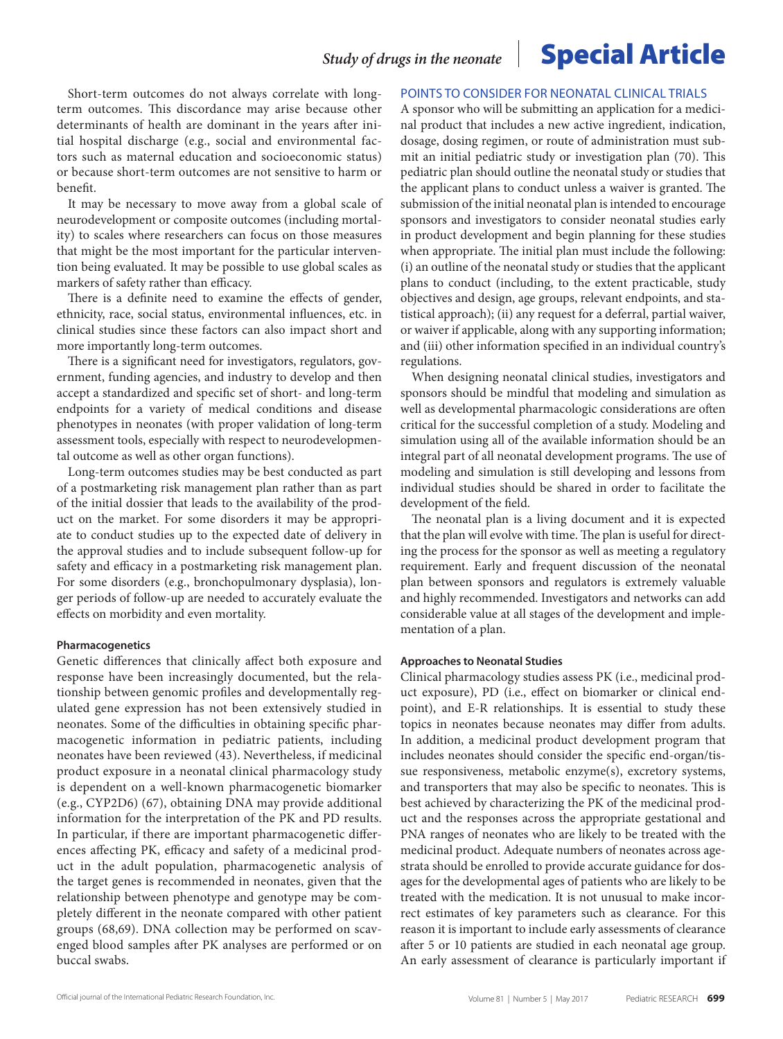Short-term outcomes do not always correlate with long-term outcomes. This discordance may arise because other determinants of health are dominant in the years after initial hospital discharge (e.g., social and environmental factors such as maternal education and socioeconomic status) or because short-term outcomes are not sensitive to harm or benefit.

It may be necessary to move away from a global scale of neurodevelopment or composite outcomes (including mortality) to scales where researchers can focus on those measures that might be the most important for the particular intervention being evaluated. It may be possible to use global scales as markers of safety rather than efficacy.

There is a definite need to examine the effects of gender, ethnicity, race, social status, environmental influences, etc. in clinical studies since these factors can also impact short and more importantly long-term outcomes.

There is a significant need for investigators, regulators, government, funding agencies, and industry to develop and then accept a standardized and specific set of short- and long-term endpoints for a variety of medical conditions and disease phenotypes in neonates (with proper validation of long-term assessment tools, especially with respect to neurodevelopmental outcome as well as other organ functions).

Long-term outcomes studies may be best conducted as part of a postmarketing risk management plan rather than as part of the initial dossier that leads to the availability of the product on the market. For some disorders it may be appropriate to conduct studies up to the expected date of delivery in the approval studies and to include subsequent follow-up for safety and efficacy in a postmarketing risk management plan. For some disorders (e.g., bronchopulmonary dysplasia), longer periods of follow-up are needed to accurately evaluate the effects on morbidity and even mortality.

### Pharmacogenetics

Genetic differences that clinically affect both exposure and response have been increasingly documented, but the relationship between genomic profiles and developmentally regulated gene expression has not been extensively studied in neonates. Some of the difficulties in obtaining specific pharmacogenetic information in pediatric patients, including neonates have been reviewed (43). Nevertheless, if medicinal product exposure in a neonatal clinical pharmacology study is dependent on a well-known pharmacogenetic biomarker (e.g., CYP2D6) (67), obtaining DNA may provide additional information for the interpretation of the PK and PD results. In particular, if there are important pharmacogenetic differences affecting PK, efficacy and safety of a medicinal product in the adult population, pharmacogenetic analysis of the target genes is recommended in neonates, given that the relationship between phenotype and genotype may be completely different in the neonate compared with other patient groups (68,69). DNA collection may be performed on scavenged blood samples after PK analyses are performed or on buccal swabs.

## POINTS TO CONSIDER FOR NEONATAL CLINICAL TRIALS

A sponsor who will be submitting an application for a medicinal product that includes a new active ingredient, indication, dosage, dosing regimen, or route of administration must submit an initial pediatric study or investigation plan (70). This pediatric plan should outline the neonatal study or studies that the applicant plans to conduct unless a waiver is granted. The submission of the initial neonatal plan is intended to encourage sponsors and investigators to consider neonatal studies early in product development and begin planning for these studies when appropriate. The initial plan must include the following: (i) an outline of the neonatal study or studies that the applicant plans to conduct (including, to the extent practicable, study objectives and design, age groups, relevant endpoints, and statistical approach); (ii) any request for a deferral, partial waiver, or waiver if applicable, along with any supporting information; and (iii) other information specified in an individual country's regulations.

When designing neonatal clinical studies, investigators and sponsors should be mindful that modeling and simulation as well as developmental pharmacologic considerations are often critical for the successful completion of a study. Modeling and simulation using all of the available information should be an integral part of all neonatal development programs. The use of modeling and simulation is still developing and lessons from individual studies should be shared in order to facilitate the development of the field.

The neonatal plan is a living document and it is expected that the plan will evolve with time. The plan is useful for directing the process for the sponsor as well as meeting a regulatory requirement. Early and frequent discussion of the neonatal plan between sponsors and regulators is extremely valuable and highly recommended. Investigators and networks can add considerable value at all stages of the development and implementation of a plan.

### Approaches to Neonatal Studies

Clinical pharmacology studies assess PK (i.e., medicinal product exposure), PD (i.e., effect on biomarker or clinical endpoint), and E-R relationships. It is essential to study these topics in neonates because neonates may differ from adults. In addition, a medicinal product development program that includes neonates should consider the specific end-organ/tissue responsiveness, metabolic enzyme(s), excretory systems, and transporters that may also be specific to neonates. This is best achieved by characterizing the PK of the medicinal product and the responses across the appropriate gestational and PNA ranges of neonates who are likely to be treated with the medicinal product. Adequate numbers of neonates across age-strata should be enrolled to provide accurate guidance for dosages for the developmental ages of patients who are likely to be treated with the medication. It is not unusual to make incorrect estimates of key parameters such as clearance. For this reason it is important to include early assessments of clearance after 5 or 10 patients are studied in each neonatal age group. An early assessment of clearance is particularly important if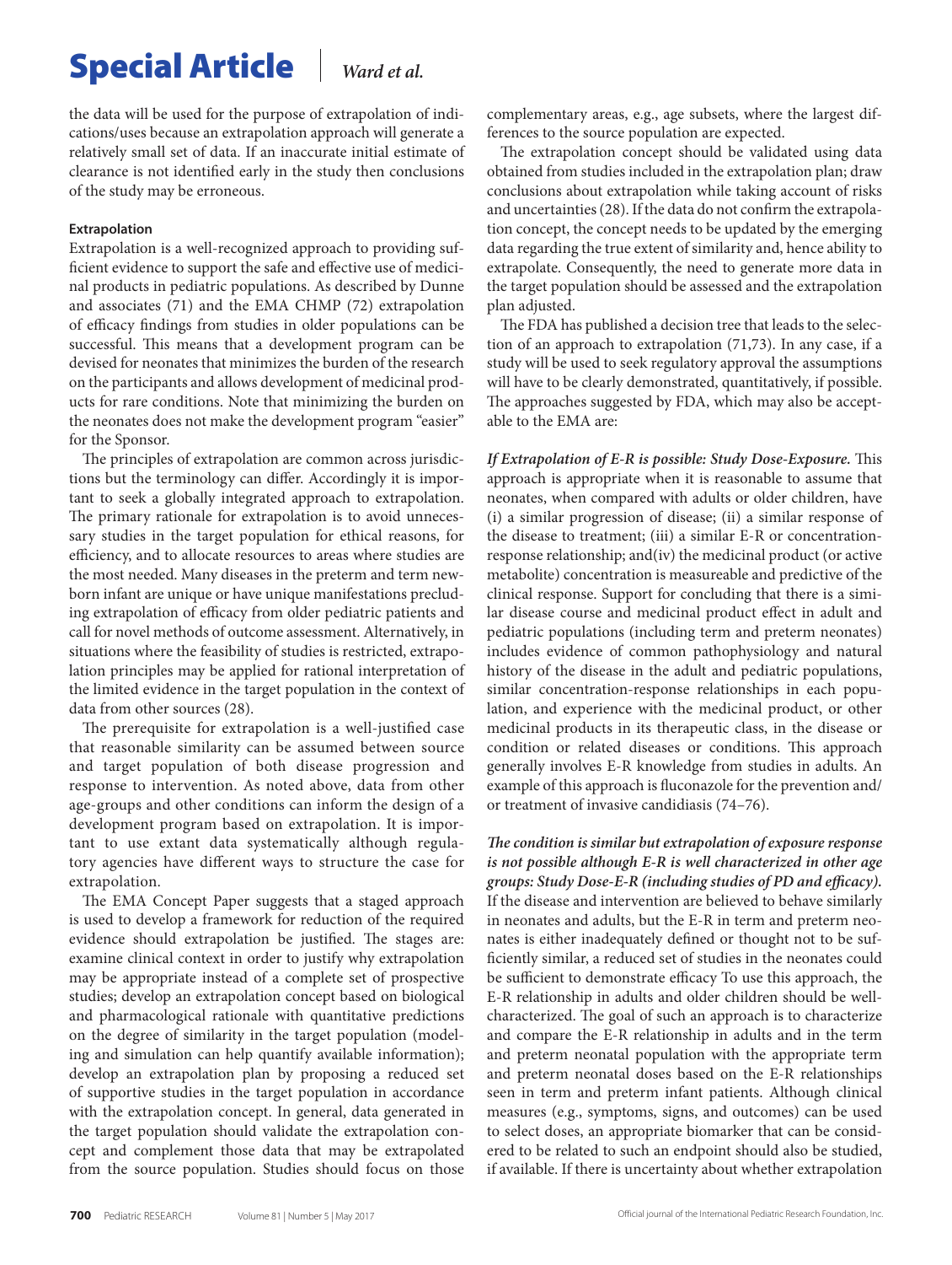the data will be used for the purpose of extrapolation of indications/uses because an extrapolation approach will generate a relatively small set of data. If an inaccurate initial estimate of clearance is not identified early in the study then conclusions of the study may be erroneous.

#### Extrapolation

Extrapolation is a well-recognized approach to providing sufficient evidence to support the safe and effective use of medicinal products in pediatric populations. As described by Dunne and associates (71) and the EMA CHMP (72) extrapolation of efficacy findings from studies in older populations can be successful. This means that a development program can be devised for neonates that minimizes the burden of the research on the participants and allows development of medicinal products for rare conditions. Note that minimizing the burden on the neonates does not make the development program "easier" for the Sponsor.

The principles of extrapolation are common across jurisdictions but the terminology can differ. Accordingly it is important to seek a globally integrated approach to extrapolation. The primary rationale for extrapolation is to avoid unnecessary studies in the target population for ethical reasons, for efficiency, and to allocate resources to areas where studies are the most needed. Many diseases in the preterm and term newborn infant are unique or have unique manifestations precluding extrapolation of efficacy from older pediatric patients and call for novel methods of outcome assessment. Alternatively, in situations where the feasibility of studies is restricted, extrapolation principles may be applied for rational interpretation of the limited evidence in the target population in the context of data from other sources (28).

The prerequisite for extrapolation is a well-justified case that reasonable similarity can be assumed between source and target population of both disease progression and response to intervention. As noted above, data from other age-groups and other conditions can inform the design of a development program based on extrapolation. It is important to use extant data systematically although regulatory agencies have different ways to structure the case for extrapolation.

The EMA Concept Paper suggests that a staged approach is used to develop a framework for reduction of the required evidence should extrapolation be justified. The stages are: examine clinical context in order to justify why extrapolation may be appropriate instead of a complete set of prospective studies; develop an extrapolation concept based on biological and pharmacological rationale with quantitative predictions on the degree of similarity in the target population (modeling and simulation can help quantify available information); develop an extrapolation plan by proposing a reduced set of supportive studies in the target population in accordance with the extrapolation concept. In general, data generated in the target population should validate the extrapolation concept and complement those data that may be extrapolated from the source population. Studies should focus on those complementary areas, e.g., age subsets, where the largest differences to the source population are expected.

The extrapolation concept should be validated using data obtained from studies included in the extrapolation plan; draw conclusions about extrapolation while taking account of risks and uncertainties (28). If the data do not confirm the extrapolation concept, the concept needs to be updated by the emerging data regarding the true extent of similarity and, hence ability to extrapolate. Consequently, the need to generate more data in the target population should be assessed and the extrapolation plan adjusted.

The FDA has published a decision tree that leads to the selection of an approach to extrapolation (71,73). In any case, if a study will be used to seek regulatory approval the assumptions will have to be clearly demonstrated, quantitatively, if possible. The approaches suggested by FDA, which may also be acceptable to the EMA are:

***If Extrapolation of E-R is possible: Study Dose-Exposure.*** This approach is appropriate when it is reasonable to assume that neonates, when compared with adults or older children, have (i) a similar progression of disease; (ii) a similar response of the disease to treatment; (iii) a similar E-R or concentration-response relationship; and(iv) the medicinal product (or active metabolite) concentration is measureable and predictive of the clinical response. Support for concluding that there is a similar disease course and medicinal product effect in adult and pediatric populations (including term and preterm neonates) includes evidence of common pathophysiology and natural history of the disease in the adult and pediatric populations, similar concentration-response relationships in each population, and experience with the medicinal product, or other medicinal products in its therapeutic class, in the disease or condition or related diseases or conditions. This approach generally involves E-R knowledge from studies in adults. An example of this approach is fluconazole for the prevention and/or treatment of invasive candidiasis (74–76).

***The condition is similar but extrapolation of exposure response is not possible although E-R is well characterized in other age groups: Study Dose-E-R (including studies of PD and efficacy).*** If the disease and intervention are believed to behave similarly in neonates and adults, but the E-R in term and preterm neonates is either inadequately defined or thought not to be sufficiently similar, a reduced set of studies in the neonates could be sufficient to demonstrate efficacy To use this approach, the E-R relationship in adults and older children should be well-characterized. The goal of such an approach is to characterize and compare the E-R relationship in adults and in the term and preterm neonatal population with the appropriate term and preterm neonatal doses based on the E-R relationships seen in term and preterm infant patients. Although clinical measures (e.g., symptoms, signs, and outcomes) can be used to select doses, an appropriate biomarker that can be considered to be related to such an endpoint should also be studied, if available. If there is uncertainty about whether extrapolation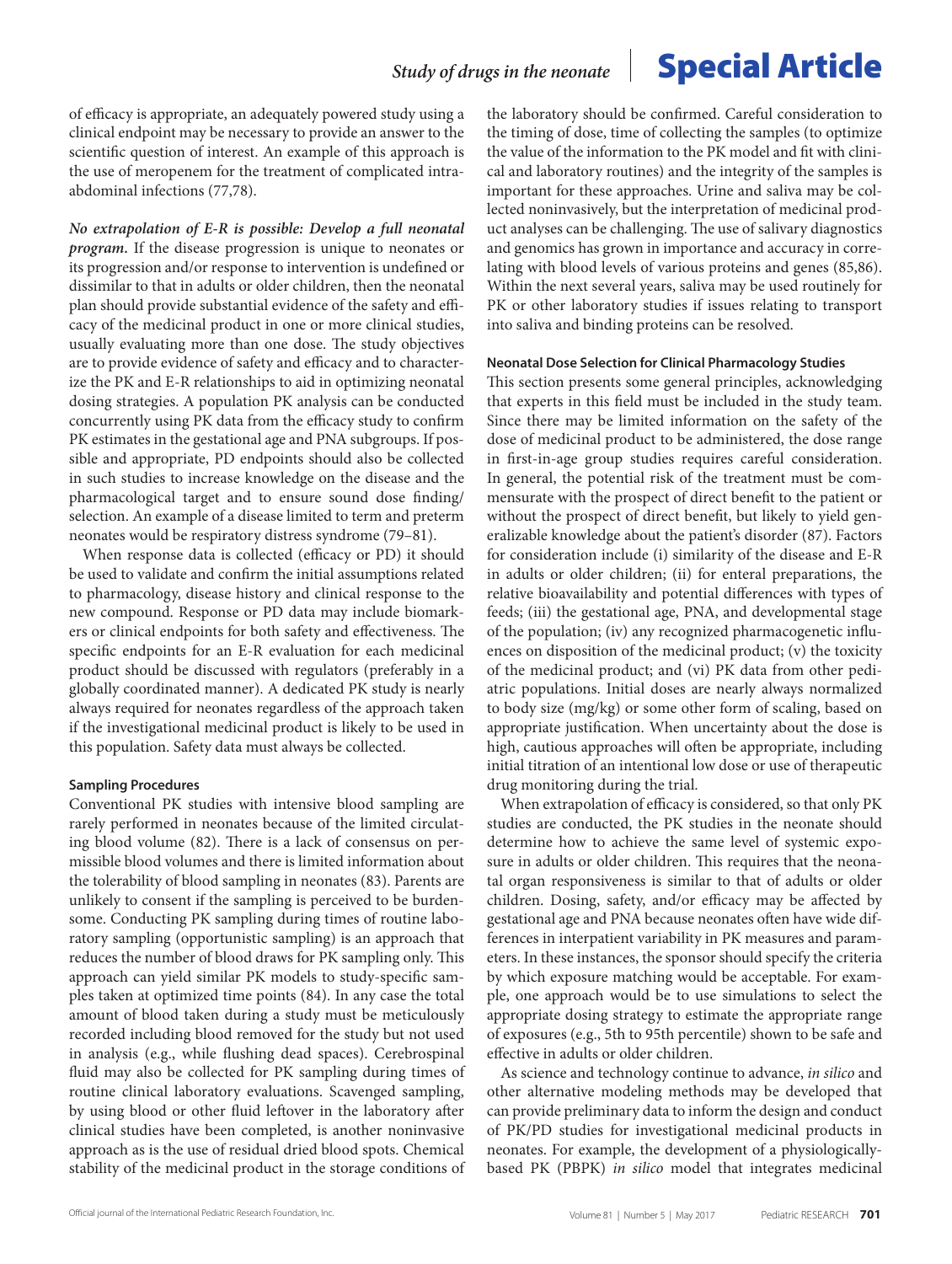of efficacy is appropriate, an adequately powered study using a clinical endpoint may be necessary to provide an answer to the scientific question of interest. An example of this approach is the use of meropenem for the treatment of complicated intra-abdominal infections (77,78).

***No extrapolation of E-R is possible: Develop a full neonatal program.*** If the disease progression is unique to neonates or its progression and/or response to intervention is undefined or dissimilar to that in adults or older children, then the neonatal plan should provide substantial evidence of the safety and efficacy of the medicinal product in one or more clinical studies, usually evaluating more than one dose. The study objectives are to provide evidence of safety and efficacy and to characterize the PK and E-R relationships to aid in optimizing neonatal dosing strategies. A population PK analysis can be conducted concurrently using PK data from the efficacy study to confirm PK estimates in the gestational age and PNA subgroups. If possible and appropriate, PD endpoints should also be collected in such studies to increase knowledge on the disease and the pharmacological target and to ensure sound dose finding/selection. An example of a disease limited to term and preterm neonates would be respiratory distress syndrome (79–81).

When response data is collected (efficacy or PD) it should be used to validate and confirm the initial assumptions related to pharmacology, disease history and clinical response to the new compound. Response or PD data may include biomarkers or clinical endpoints for both safety and effectiveness. The specific endpoints for an E-R evaluation for each medicinal product should be discussed with regulators (preferably in a globally coordinated manner). A dedicated PK study is nearly always required for neonates regardless of the approach taken if the investigational medicinal product is likely to be used in this population. Safety data must always be collected.

#### Sampling Procedures

Conventional PK studies with intensive blood sampling are rarely performed in neonates because of the limited circulating blood volume (82). There is a lack of consensus on permissible blood volumes and there is limited information about the tolerability of blood sampling in neonates (83). Parents are unlikely to consent if the sampling is perceived to be burdensome. Conducting PK sampling during times of routine laboratory sampling (opportunistic sampling) is an approach that reduces the number of blood draws for PK sampling only. This approach can yield similar PK models to study-specific samples taken at optimized time points (84). In any case the total amount of blood taken during a study must be meticulously recorded including blood removed for the study but not used in analysis (e.g., while flushing dead spaces). Cerebrospinal fluid may also be collected for PK sampling during times of routine clinical laboratory evaluations. Scavenged sampling, by using blood or other fluid leftover in the laboratory after clinical studies have been completed, is another noninvasive approach as is the use of residual dried blood spots. Chemical stability of the medicinal product in the storage conditions of the laboratory should be confirmed. Careful consideration to the timing of dose, time of collecting the samples (to optimize the value of the information to the PK model and fit with clinical and laboratory routines) and the integrity of the samples is important for these approaches. Urine and saliva may be collected noninvasively, but the interpretation of medicinal product analyses can be challenging. The use of salivary diagnostics and genomics has grown in importance and accuracy in correlating with blood levels of various proteins and genes (85,86). Within the next several years, saliva may be used routinely for PK or other laboratory studies if issues relating to transport into saliva and binding proteins can be resolved.

#### Neonatal Dose Selection for Clinical Pharmacology Studies

This section presents some general principles, acknowledging that experts in this field must be included in the study team. Since there may be limited information on the safety of the dose of medicinal product to be administered, the dose range in first-in-age group studies requires careful consideration. In general, the potential risk of the treatment must be commensurate with the prospect of direct benefit to the patient or without the prospect of direct benefit, but likely to yield generalizable knowledge about the patient's disorder (87). Factors for consideration include (i) similarity of the disease and E-R in adults or older children; (ii) for enteral preparations, the relative bioavailability and potential differences with types of feeds; (iii) the gestational age, PNA, and developmental stage of the population; (iv) any recognized pharmacogenetic influences on disposition of the medicinal product; (v) the toxicity of the medicinal product; and (vi) PK data from other pediatric populations. Initial doses are nearly always normalized to body size (mg/kg) or some other form of scaling, based on appropriate justification. When uncertainty about the dose is high, cautious approaches will often be appropriate, including initial titration of an intentional low dose or use of therapeutic drug monitoring during the trial.

When extrapolation of efficacy is considered, so that only PK studies are conducted, the PK studies in the neonate should determine how to achieve the same level of systemic exposure in adults or older children. This requires that the neonatal organ responsiveness is similar to that of adults or older children. Dosing, safety, and/or efficacy may be affected by gestational age and PNA because neonates often have wide differences in interpatient variability in PK measures and parameters. In these instances, the sponsor should specify the criteria by which exposure matching would be acceptable. For example, one approach would be to use simulations to select the appropriate dosing strategy to estimate the appropriate range of exposures (e.g., 5th to 95th percentile) shown to be safe and effective in adults or older children.

As science and technology continue to advance, *in silico* and other alternative modeling methods may be developed that can provide preliminary data to inform the design and conduct of PK/PD studies for investigational medicinal products in neonates. For example, the development of a physiologically-based PK (PBPK) *in silico* model that integrates medicinal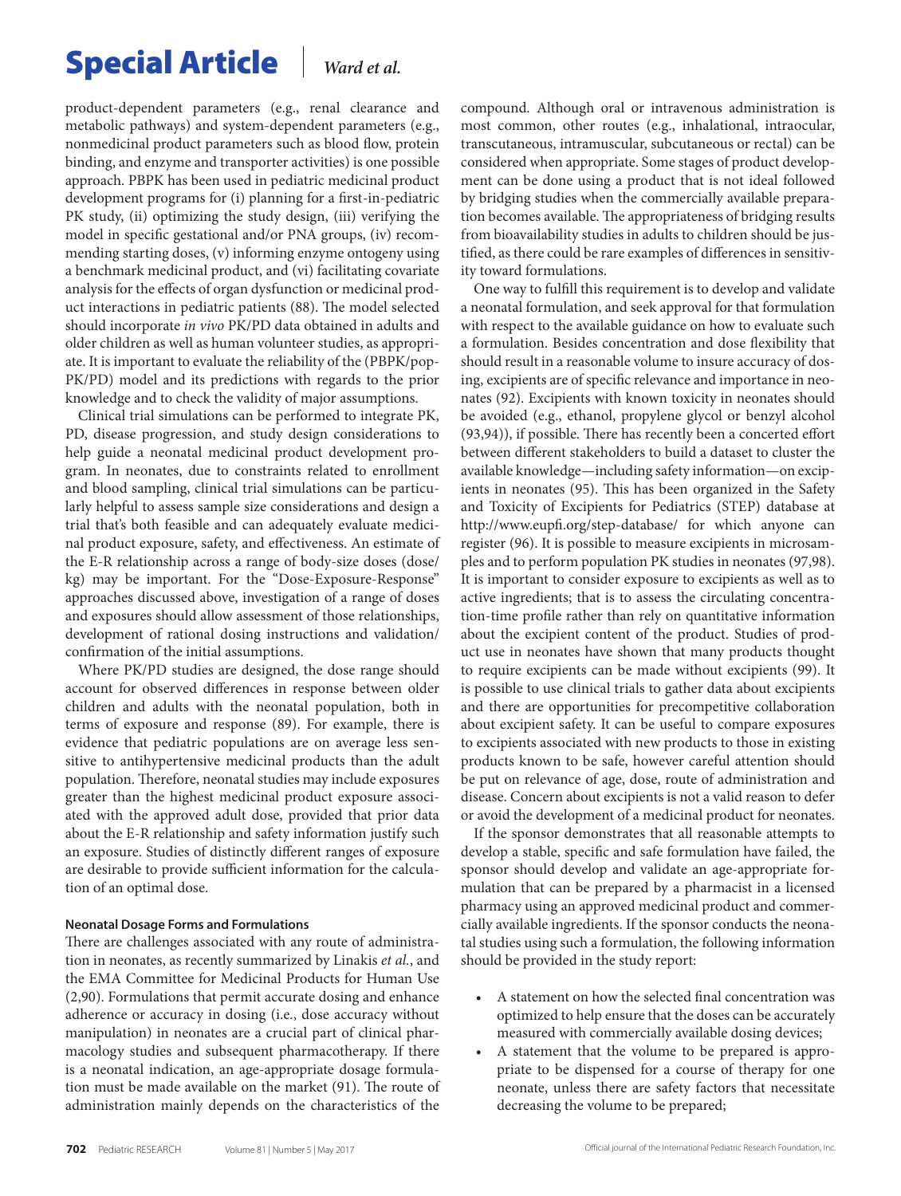product-dependent parameters (e.g., renal clearance and metabolic pathways) and system-dependent parameters (e.g., nonmedicinal product parameters such as blood flow, protein binding, and enzyme and transporter activities) is one possible approach. PBPK has been used in pediatric medicinal product development programs for (i) planning for a first-in-pediatric PK study, (ii) optimizing the study design, (iii) verifying the model in specific gestational and/or PNA groups, (iv) recommending starting doses, (v) informing enzyme ontogeny using a benchmark medicinal product, and (vi) facilitating covariate analysis for the effects of organ dysfunction or medicinal product interactions in pediatric patients (88). The model selected should incorporate *in vivo* PK/PD data obtained in adults and older children as well as human volunteer studies, as appropriate. It is important to evaluate the reliability of the (PBPK/pop-PK/PD) model and its predictions with regards to the prior knowledge and to check the validity of major assumptions.

Clinical trial simulations can be performed to integrate PK, PD, disease progression, and study design considerations to help guide a neonatal medicinal product development program. In neonates, due to constraints related to enrollment and blood sampling, clinical trial simulations can be particularly helpful to assess sample size considerations and design a trial that's both feasible and can adequately evaluate medicinal product exposure, safety, and effectiveness. An estimate of the E-R relationship across a range of body-size doses (dose/kg) may be important. For the "Dose-Exposure-Response" approaches discussed above, investigation of a range of doses and exposures should allow assessment of those relationships, development of rational dosing instructions and validation/confirmation of the initial assumptions.

Where PK/PD studies are designed, the dose range should account for observed differences in response between older children and adults with the neonatal population, both in terms of exposure and response (89). For example, there is evidence that pediatric populations are on average less sensitive to antihypertensive medicinal products than the adult population. Therefore, neonatal studies may include exposures greater than the highest medicinal product exposure associated with the approved adult dose, provided that prior data about the E-R relationship and safety information justify such an exposure. Studies of distinctly different ranges of exposure are desirable to provide sufficient information for the calculation of an optimal dose.

#### Neonatal Dosage Forms and Formulations

There are challenges associated with any route of administration in neonates, as recently summarized by Linakis *et al.*, and the EMA Committee for Medicinal Products for Human Use (2,90). Formulations that permit accurate dosing and enhance adherence or accuracy in dosing (i.e., dose accuracy without manipulation) in neonates are a crucial part of clinical pharmacology studies and subsequent pharmacotherapy. If there is a neonatal indication, an age-appropriate dosage formulation must be made available on the market (91). The route of administration mainly depends on the characteristics of the compound. Although oral or intravenous administration is most common, other routes (e.g., inhalational, intraocular, transcutaneous, intramuscular, subcutaneous or rectal) can be considered when appropriate. Some stages of product development can be done using a product that is not ideal followed by bridging studies when the commercially available preparation becomes available. The appropriateness of bridging results from bioavailability studies in adults to children should be justified, as there could be rare examples of differences in sensitivity toward formulations.

One way to fulfill this requirement is to develop and validate a neonatal formulation, and seek approval for that formulation with respect to the available guidance on how to evaluate such a formulation. Besides concentration and dose flexibility that should result in a reasonable volume to insure accuracy of dosing, excipients are of specific relevance and importance in neonates (92). Excipients with known toxicity in neonates should be avoided (e.g., ethanol, propylene glycol or benzyl alcohol (93,94)), if possible. There has recently been a concerted effort between different stakeholders to build a dataset to cluster the available knowledge—including safety information—on excipients in neonates (95). This has been organized in the Safety and Toxicity of Excipients for Pediatrics (STEP) database at http://www.eupfi.org/step-database/ for which anyone can register (96). It is possible to measure excipients in microsamples and to perform population PK studies in neonates (97,98). It is important to consider exposure to excipients as well as to active ingredients; that is to assess the circulating concentration-time profile rather than rely on quantitative information about the excipient content of the product. Studies of product use in neonates have shown that many products thought to require excipients can be made without excipients (99). It is possible to use clinical trials to gather data about excipients and there are opportunities for precompetitive collaboration about excipient safety. It can be useful to compare exposures to excipients associated with new products to those in existing products known to be safe, however careful attention should be put on relevance of age, dose, route of administration and disease. Concern about excipients is not a valid reason to defer or avoid the development of a medicinal product for neonates.

If the sponsor demonstrates that all reasonable attempts to develop a stable, specific and safe formulation have failed, the sponsor should develop and validate an age-appropriate formulation that can be prepared by a pharmacist in a licensed pharmacy using an approved medicinal product and commercially available ingredients. If the sponsor conducts the neonatal studies using such a formulation, the following information should be provided in the study report:

- A statement on how the selected final concentration was optimized to help ensure that the doses can be accurately measured with commercially available dosing devices;
- A statement that the volume to be prepared is appropriate to be dispensed for a course of therapy for one neonate, unless there are safety factors that necessitate decreasing the volume to be prepared;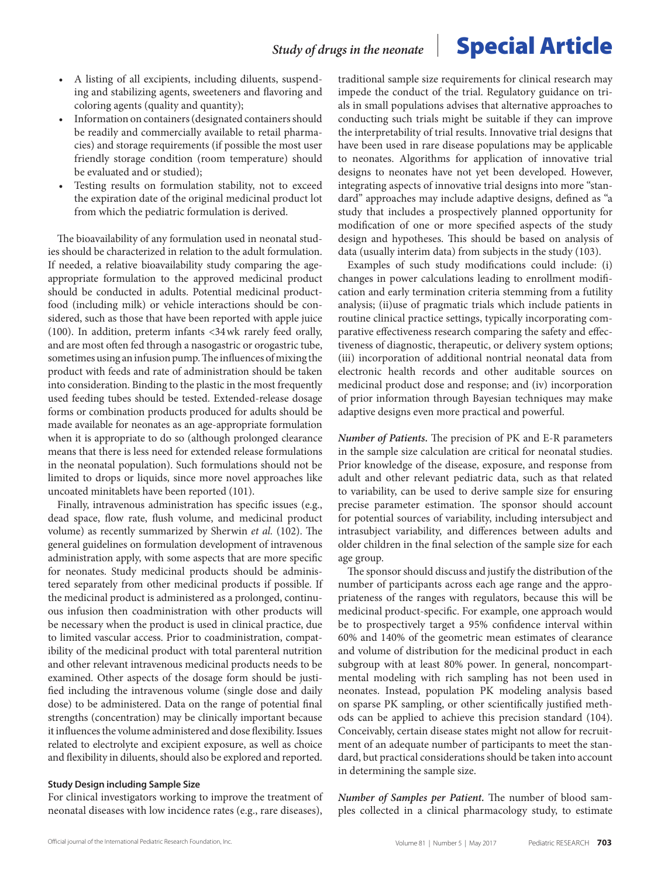- A listing of all excipients, including diluents, suspending and stabilizing agents, sweeteners and flavoring and coloring agents (quality and quantity);
- Information on containers (designated containers should be readily and commercially available to retail pharmacies) and storage requirements (if possible the most user friendly storage condition (room temperature) should be evaluated and or studied);
- Testing results on formulation stability, not to exceed the expiration date of the original medicinal product lot from which the pediatric formulation is derived.

The bioavailability of any formulation used in neonatal studies should be characterized in relation to the adult formulation. If needed, a relative bioavailability study comparing the age-appropriate formulation to the approved medicinal product should be conducted in adults. Potential medicinal product-food (including milk) or vehicle interactions should be considered, such as those that have been reported with apple juice (100). In addition, preterm infants <34 wk rarely feed orally, and are most often fed through a nasogastric or orogastric tube, sometimes using an infusion pump. The influences of mixing the product with feeds and rate of administration should be taken into consideration. Binding to the plastic in the most frequently used feeding tubes should be tested. Extended-release dosage forms or combination products produced for adults should be made available for neonates as an age-appropriate formulation when it is appropriate to do so (although prolonged clearance means that there is less need for extended release formulations in the neonatal population). Such formulations should not be limited to drops or liquids, since more novel approaches like uncoated minitablets have been reported (101).

Finally, intravenous administration has specific issues (e.g., dead space, flow rate, flush volume, and medicinal product volume) as recently summarized by Sherwin *et al.* (102). The general guidelines on formulation development of intravenous administration apply, with some aspects that are more specific for neonates. Study medicinal products should be administered separately from other medicinal products if possible. If the medicinal product is administered as a prolonged, continuous infusion then coadministration with other products will be necessary when the product is used in clinical practice, due to limited vascular access. Prior to coadministration, compatibility of the medicinal product with total parenteral nutrition and other relevant intravenous medicinal products needs to be examined. Other aspects of the dosage form should be justified including the intravenous volume (single dose and daily dose) to be administered. Data on the range of potential final strengths (concentration) may be clinically important because it influences the volume administered and dose flexibility. Issues related to electrolyte and excipient exposure, as well as choice and flexibility in diluents, should also be explored and reported.

### Study Design including Sample Size

For clinical investigators working to improve the treatment of neonatal diseases with low incidence rates (e.g., rare diseases), traditional sample size requirements for clinical research may impede the conduct of the trial. Regulatory guidance on trials in small populations advises that alternative approaches to conducting such trials might be suitable if they can improve the interpretability of trial results. Innovative trial designs that have been used in rare disease populations may be applicable to neonates. Algorithms for application of innovative trial designs to neonates have not yet been developed. However, integrating aspects of innovative trial designs into more "standard" approaches may include adaptive designs, defined as "a study that includes a prospectively planned opportunity for modification of one or more specified aspects of the study design and hypotheses. This should be based on analysis of data (usually interim data) from subjects in the study (103).

Examples of such study modifications could include: (i) changes in power calculations leading to enrollment modification and early termination criteria stemming from a futility analysis; (ii)use of pragmatic trials which include patients in routine clinical practice settings, typically incorporating comparative effectiveness research comparing the safety and effectiveness of diagnostic, therapeutic, or delivery system options; (iii) incorporation of additional nontrial neonatal data from electronic health records and other auditable sources on medicinal product dose and response; and (iv) incorporation of prior information through Bayesian techniques may make adaptive designs even more practical and powerful.

***Number of Patients.*** The precision of PK and E-R parameters in the sample size calculation are critical for neonatal studies. Prior knowledge of the disease, exposure, and response from adult and other relevant pediatric data, such as that related to variability, can be used to derive sample size for ensuring precise parameter estimation. The sponsor should account for potential sources of variability, including intersubject and intrasubject variability, and differences between adults and older children in the final selection of the sample size for each age group.

The sponsor should discuss and justify the distribution of the number of participants across each age range and the appropriateness of the ranges with regulators, because this will be medicinal product-specific. For example, one approach would be to prospectively target a 95% confidence interval within 60% and 140% of the geometric mean estimates of clearance and volume of distribution for the medicinal product in each subgroup with at least 80% power. In general, noncompartmental modeling with rich sampling has not been used in neonates. Instead, population PK modeling analysis based on sparse PK sampling, or other scientifically justified methods can be applied to achieve this precision standard (104). Conceivably, certain disease states might not allow for recruitment of an adequate number of participants to meet the standard, but practical considerations should be taken into account in determining the sample size.

***Number of Samples per Patient.*** The number of blood samples collected in a clinical pharmacology study, to estimate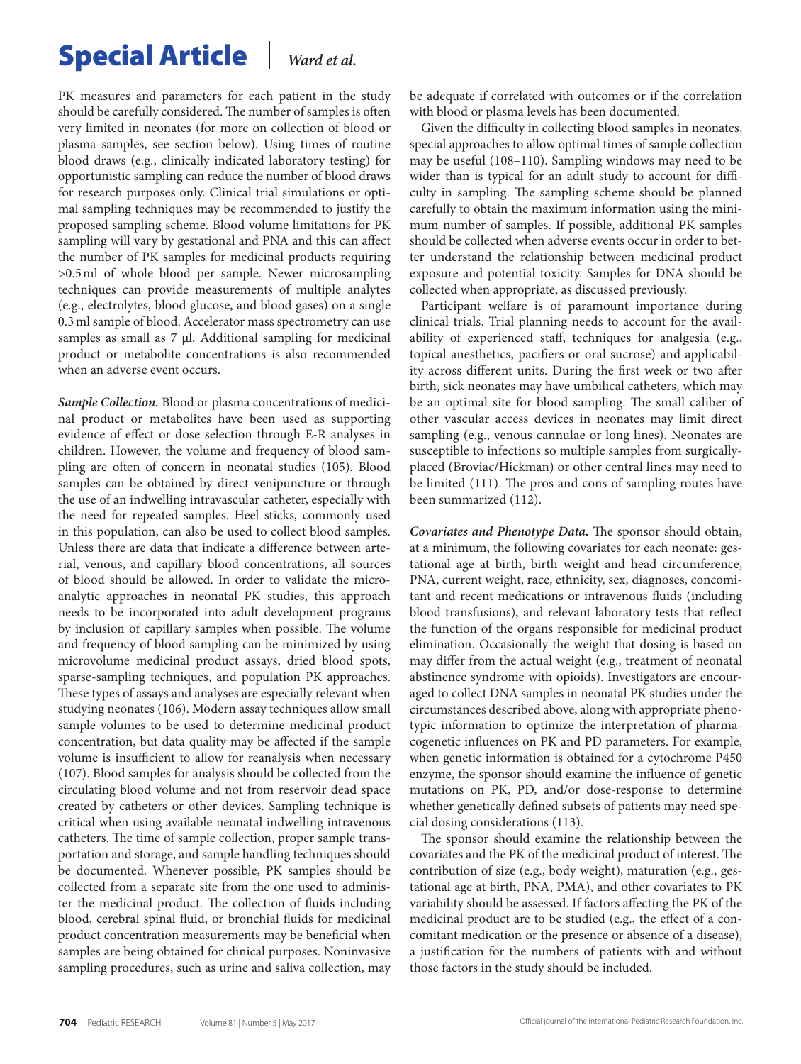PK measures and parameters for each patient in the study should be carefully considered. The number of samples is often very limited in neonates (for more on collection of blood or plasma samples, see section below). Using times of routine blood draws (e.g., clinically indicated laboratory testing) for opportunistic sampling can reduce the number of blood draws for research purposes only. Clinical trial simulations or optimal sampling techniques may be recommended to justify the proposed sampling scheme. Blood volume limitations for PK sampling will vary by gestational and PNA and this can affect the number of PK samples for medicinal products requiring >0.5 ml of whole blood per sample. Newer microsampling techniques can provide measurements of multiple analytes (e.g., electrolytes, blood glucose, and blood gases) on a single 0.3 ml sample of blood. Accelerator mass spectrometry can use samples as small as 7 µl. Additional sampling for medicinal product or metabolite concentrations is also recommended when an adverse event occurs.

***Sample Collection.*** Blood or plasma concentrations of medicinal product or metabolites have been used as supporting evidence of effect or dose selection through E-R analyses in children. However, the volume and frequency of blood sampling are often of concern in neonatal studies (105). Blood samples can be obtained by direct venipuncture or through the use of an indwelling intravascular catheter, especially with the need for repeated samples. Heel sticks, commonly used in this population, can also be used to collect blood samples. Unless there are data that indicate a difference between arterial, venous, and capillary blood concentrations, all sources of blood should be allowed. In order to validate the microanalytic approaches in neonatal PK studies, this approach needs to be incorporated into adult development programs by inclusion of capillary samples when possible. The volume and frequency of blood sampling can be minimized by using microvolume medicinal product assays, dried blood spots, sparse-sampling techniques, and population PK approaches. These types of assays and analyses are especially relevant when studying neonates (106). Modern assay techniques allow small sample volumes to be used to determine medicinal product concentration, but data quality may be affected if the sample volume is insufficient to allow for reanalysis when necessary (107). Blood samples for analysis should be collected from the circulating blood volume and not from reservoir dead space created by catheters or other devices. Sampling technique is critical when using available neonatal indwelling intravenous catheters. The time of sample collection, proper sample transportation and storage, and sample handling techniques should be documented. Whenever possible, PK samples should be collected from a separate site from the one used to administer the medicinal product. The collection of fluids including blood, cerebral spinal fluid, or bronchial fluids for medicinal product concentration measurements may be beneficial when samples are being obtained for clinical purposes. Noninvasive sampling procedures, such as urine and saliva collection, may be adequate if correlated with outcomes or if the correlation with blood or plasma levels has been documented.

Given the difficulty in collecting blood samples in neonates, special approaches to allow optimal times of sample collection may be useful (108–110). Sampling windows may need to be wider than is typical for an adult study to account for difficulty in sampling. The sampling scheme should be planned carefully to obtain the maximum information using the minimum number of samples. If possible, additional PK samples should be collected when adverse events occur in order to better understand the relationship between medicinal product exposure and potential toxicity. Samples for DNA should be collected when appropriate, as discussed previously.

Participant welfare is of paramount importance during clinical trials. Trial planning needs to account for the availability of experienced staff, techniques for analgesia (e.g., topical anesthetics, pacifiers or oral sucrose) and applicability across different units. During the first week or two after birth, sick neonates may have umbilical catheters, which may be an optimal site for blood sampling. The small caliber of other vascular access devices in neonates may limit direct sampling (e.g., venous cannulae or long lines). Neonates are susceptible to infections so multiple samples from surgically-placed (Broviac/Hickman) or other central lines may need to be limited (111). The pros and cons of sampling routes have been summarized (112).

***Covariates and Phenotype Data.*** The sponsor should obtain, at a minimum, the following covariates for each neonate: gestational age at birth, birth weight and head circumference, PNA, current weight, race, ethnicity, sex, diagnoses, concomitant and recent medications or intravenous fluids (including blood transfusions), and relevant laboratory tests that reflect the function of the organs responsible for medicinal product elimination. Occasionally the weight that dosing is based on may differ from the actual weight (e.g., treatment of neonatal abstinence syndrome with opioids). Investigators are encouraged to collect DNA samples in neonatal PK studies under the circumstances described above, along with appropriate phenotypic information to optimize the interpretation of pharmacogenetic influences on PK and PD parameters. For example, when genetic information is obtained for a cytochrome P450 enzyme, the sponsor should examine the influence of genetic mutations on PK, PD, and/or dose-response to determine whether genetically defined subsets of patients may need special dosing considerations (113).

The sponsor should examine the relationship between the covariates and the PK of the medicinal product of interest. The contribution of size (e.g., body weight), maturation (e.g., gestational age at birth, PNA, PMA), and other covariates to PK variability should be assessed. If factors affecting the PK of the medicinal product are to be studied (e.g., the effect of a concomitant medication or the presence or absence of a disease), a justification for the numbers of patients with and without those factors in the study should be included.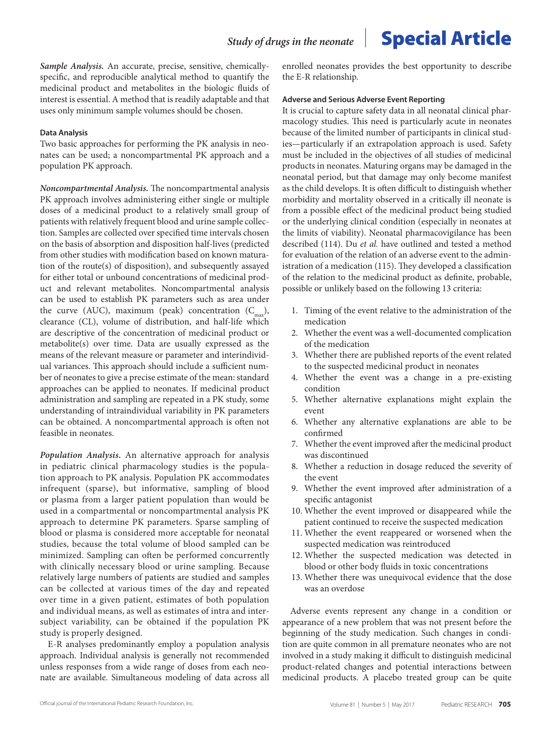***Sample Analysis.*** An accurate, precise, sensitive, chemically-specific, and reproducible analytical method to quantify the medicinal product and metabolites in the biologic fluids of interest is essential. A method that is readily adaptable and that uses only minimum sample volumes should be chosen.

#### Data Analysis

Two basic approaches for performing the PK analysis in neonates can be used; a noncompartmental PK approach and a population PK approach.

***Noncompartmental Analysis.*** The noncompartmental analysis PK approach involves administering either single or multiple doses of a medicinal product to a relatively small group of patients with relatively frequent blood and urine sample collection. Samples are collected over specified time intervals chosen on the basis of absorption and disposition half-lives (predicted from other studies with modification based on known maturation of the route(s) of disposition), and subsequently assayed for either total or unbound concentrations of medicinal product and relevant metabolites. Noncompartmental analysis can be used to establish PK parameters such as area under the curve (AUC), maximum (peak) concentration ($C_{max}$), clearance (CL), volume of distribution, and half-life which are descriptive of the concentration of medicinal product or metabolite(s) over time. Data are usually expressed as the means of the relevant measure or parameter and interindividual variances. This approach should include a sufficient number of neonates to give a precise estimate of the mean: standard approaches can be applied to neonates. If medicinal product administration and sampling are repeated in a PK study, some understanding of intraindividual variability in PK parameters can be obtained. A noncompartmental approach is often not feasible in neonates.

***Population Analysis.*** An alternative approach for analysis in pediatric clinical pharmacology studies is the population approach to PK analysis. Population PK accommodates infrequent (sparse), but informative, sampling of blood or plasma from a larger patient population than would be used in a compartmental or noncompartmental analysis PK approach to determine PK parameters. Sparse sampling of blood or plasma is considered more acceptable for neonatal studies, because the total volume of blood sampled can be minimized. Sampling can often be performed concurrently with clinically necessary blood or urine sampling. Because relatively large numbers of patients are studied and samples can be collected at various times of the day and repeated over time in a given patient, estimates of both population and individual means, as well as estimates of intra and inter-subject variability, can be obtained if the population PK study is properly designed.

E-R analyses predominantly employ a population analysis approach. Individual analysis is generally not recommended unless responses from a wide range of doses from each neonate are available. Simultaneous modeling of data across all enrolled neonates provides the best opportunity to describe the E-R relationship.

#### Adverse and Serious Adverse Event Reporting

It is crucial to capture safety data in all neonatal clinical pharmacology studies. This need is particularly acute in neonates because of the limited number of participants in clinical studies—particularly if an extrapolation approach is used. Safety must be included in the objectives of all studies of medicinal products in neonates. Maturing organs may be damaged in the neonatal period, but that damage may only become manifest as the child develops. It is often difficult to distinguish whether morbidity and mortality observed in a critically ill neonate is from a possible effect of the medicinal product being studied or the underlying clinical condition (especially in neonates at the limits of viability). Neonatal pharmacovigilance has been described (114). Du *et al.* have outlined and tested a method for evaluation of the relation of an adverse event to the administration of a medication (115). They developed a classification of the relation to the medicinal product as definite, probable, possible or unlikely based on the following 13 criteria:

1. Timing of the event relative to the administration of the medication
2. Whether the event was a well-documented complication of the medication
3. Whether there are published reports of the event related to the suspected medicinal product in neonates
4. Whether the event was a change in a pre-existing condition
5. Whether alternative explanations might explain the event
6. Whether any alternative explanations are able to be confirmed
7. Whether the event improved after the medicinal product was discontinued
8. Whether a reduction in dosage reduced the severity of the event
9. Whether the event improved after administration of a specific antagonist
10. Whether the event improved or disappeared while the patient continued to receive the suspected medication
11. Whether the event reappeared or worsened when the suspected medication was reintroduced
12. Whether the suspected medication was detected in blood or other body fluids in toxic concentrations
13. Whether there was unequivocal evidence that the dose was an overdose

Adverse events represent any change in a condition or appearance of a new problem that was not present before the beginning of the study medication. Such changes in condition are quite common in all premature neonates who are not involved in a study making it difficult to distinguish medicinal product-related changes and potential interactions between medicinal products. A placebo treated group can be quite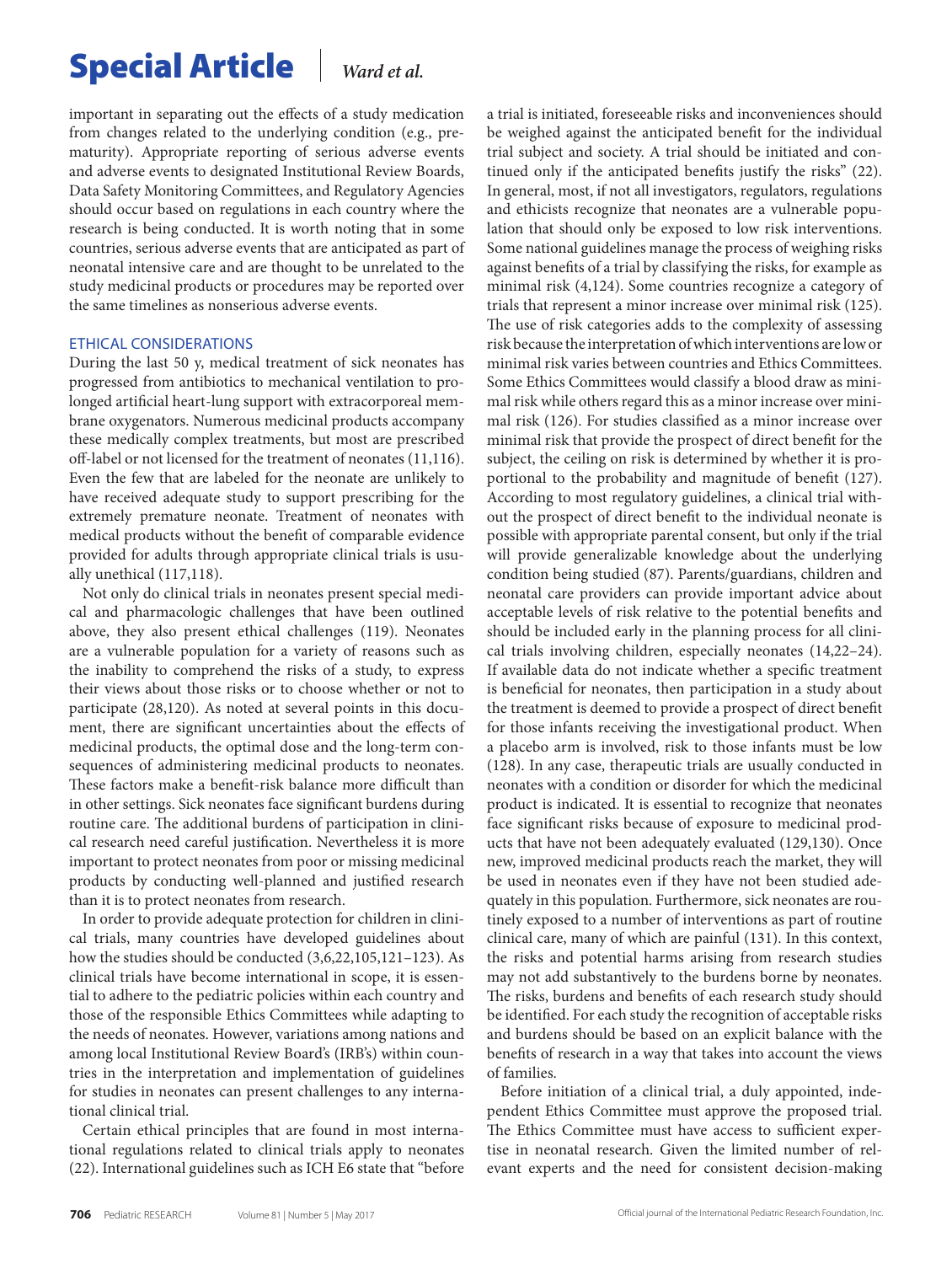important in separating out the effects of a study medication from changes related to the underlying condition (e.g., prematurity). Appropriate reporting of serious adverse events and adverse events to designated Institutional Review Boards, Data Safety Monitoring Committees, and Regulatory Agencies should occur based on regulations in each country where the research is being conducted. It is worth noting that in some countries, serious adverse events that are anticipated as part of neonatal intensive care and are thought to be unrelated to the study medicinal products or procedures may be reported over the same timelines as nonserious adverse events.

## ETHICAL CONSIDERATIONS

During the last 50 y, medical treatment of sick neonates has progressed from antibiotics to mechanical ventilation to prolonged artificial heart-lung support with extracorporeal membrane oxygenators. Numerous medicinal products accompany these medically complex treatments, but most are prescribed off-label or not licensed for the treatment of neonates (11,116). Even the few that are labeled for the neonate are unlikely to have received adequate study to support prescribing for the extremely premature neonate. Treatment of neonates with medical products without the benefit of comparable evidence provided for adults through appropriate clinical trials is usually unethical (117,118).

Not only do clinical trials in neonates present special medical and pharmacologic challenges that have been outlined above, they also present ethical challenges (119). Neonates are a vulnerable population for a variety of reasons such as the inability to comprehend the risks of a study, to express their views about those risks or to choose whether or not to participate (28,120). As noted at several points in this document, there are significant uncertainties about the effects of medicinal products, the optimal dose and the long-term consequences of administering medicinal products to neonates. These factors make a benefit-risk balance more difficult than in other settings. Sick neonates face significant burdens during routine care. The additional burdens of participation in clinical research need careful justification. Nevertheless it is more important to protect neonates from poor or missing medicinal products by conducting well-planned and justified research than it is to protect neonates from research.

In order to provide adequate protection for children in clinical trials, many countries have developed guidelines about how the studies should be conducted (3,6,22,105,121–123). As clinical trials have become international in scope, it is essential to adhere to the pediatric policies within each country and those of the responsible Ethics Committees while adapting to the needs of neonates. However, variations among nations and among local Institutional Review Board's (IRB's) within countries in the interpretation and implementation of guidelines for studies in neonates can present challenges to any international clinical trial.

Certain ethical principles that are found in most international regulations related to clinical trials apply to neonates (22). International guidelines such as ICH E6 state that "before a trial is initiated, foreseeable risks and inconveniences should be weighed against the anticipated benefit for the individual trial subject and society. A trial should be initiated and continued only if the anticipated benefits justify the risks" (22). In general, most, if not all investigators, regulators, regulations and ethicists recognize that neonates are a vulnerable population that should only be exposed to low risk interventions. Some national guidelines manage the process of weighing risks against benefits of a trial by classifying the risks, for example as minimal risk (4,124). Some countries recognize a category of trials that represent a minor increase over minimal risk (125). The use of risk categories adds to the complexity of assessing risk because the interpretation of which interventions are low or minimal risk varies between countries and Ethics Committees. Some Ethics Committees would classify a blood draw as minimal risk while others regard this as a minor increase over minimal risk (126). For studies classified as a minor increase over minimal risk that provide the prospect of direct benefit for the subject, the ceiling on risk is determined by whether it is proportional to the probability and magnitude of benefit (127). According to most regulatory guidelines, a clinical trial without the prospect of direct benefit to the individual neonate is possible with appropriate parental consent, but only if the trial will provide generalizable knowledge about the underlying condition being studied (87). Parents/guardians, children and neonatal care providers can provide important advice about acceptable levels of risk relative to the potential benefits and should be included early in the planning process for all clinical trials involving children, especially neonates (14,22–24). If available data do not indicate whether a specific treatment is beneficial for neonates, then participation in a study about the treatment is deemed to provide a prospect of direct benefit for those infants receiving the investigational product. When a placebo arm is involved, risk to those infants must be low (128). In any case, therapeutic trials are usually conducted in neonates with a condition or disorder for which the medicinal product is indicated. It is essential to recognize that neonates face significant risks because of exposure to medicinal products that have not been adequately evaluated (129,130). Once new, improved medicinal products reach the market, they will be used in neonates even if they have not been studied adequately in this population. Furthermore, sick neonates are routinely exposed to a number of interventions as part of routine clinical care, many of which are painful (131). In this context, the risks and potential harms arising from research studies may not add substantively to the burdens borne by neonates. The risks, burdens and benefits of each research study should be identified. For each study the recognition of acceptable risks and burdens should be based on an explicit balance with the benefits of research in a way that takes into account the views of families.

Before initiation of a clinical trial, a duly appointed, independent Ethics Committee must approve the proposed trial. The Ethics Committee must have access to sufficient expertise in neonatal research. Given the limited number of relevant experts and the need for consistent decision-making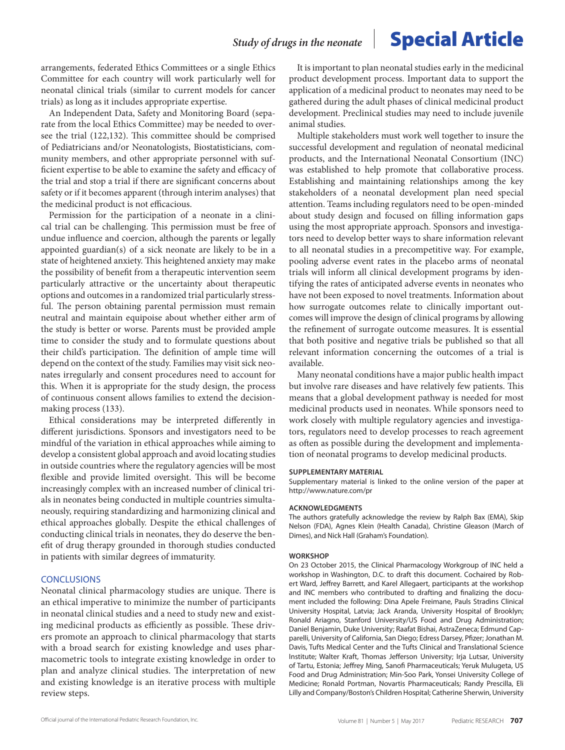arrangements, federated Ethics Committees or a single Ethics Committee for each country will work particularly well for neonatal clinical trials (similar to current models for cancer trials) as long as it includes appropriate expertise.

An Independent Data, Safety and Monitoring Board (separate from the local Ethics Committee) may be needed to oversee the trial (122,132). This committee should be comprised of Pediatricians and/or Neonatologists, Biostatisticians, community members, and other appropriate personnel with sufficient expertise to be able to examine the safety and efficacy of the trial and stop a trial if there are significant concerns about safety or if it becomes apparent (through interim analyses) that the medicinal product is not efficacious.

Permission for the participation of a neonate in a clinical trial can be challenging. This permission must be free of undue influence and coercion, although the parents or legally appointed guardian(s) of a sick neonate are likely to be in a state of heightened anxiety. This heightened anxiety may make the possibility of benefit from a therapeutic intervention seem particularly attractive or the uncertainty about therapeutic options and outcomes in a randomized trial particularly stressful. The person obtaining parental permission must remain neutral and maintain equipoise about whether either arm of the study is better or worse. Parents must be provided ample time to consider the study and to formulate questions about their child's participation. The definition of ample time will depend on the context of the study. Families may visit sick neonates irregularly and consent procedures need to account for this. When it is appropriate for the study design, the process of continuous consent allows families to extend the decision-making process (133).

Ethical considerations may be interpreted differently in different jurisdictions. Sponsors and investigators need to be mindful of the variation in ethical approaches while aiming to develop a consistent global approach and avoid locating studies in outside countries where the regulatory agencies will be most flexible and provide limited oversight. This will be become increasingly complex with an increased number of clinical trials in neonates being conducted in multiple countries simultaneously, requiring standardizing and harmonizing clinical and ethical approaches globally. Despite the ethical challenges of conducting clinical trials in neonates, they do deserve the benefit of drug therapy grounded in thorough studies conducted in patients with similar degrees of immaturity.

## CONCLUSIONS

Neonatal clinical pharmacology studies are unique. There is an ethical imperative to minimize the number of participants in neonatal clinical studies and a need to study new and existing medicinal products as efficiently as possible. These drivers promote an approach to clinical pharmacology that starts with a broad search for existing knowledge and uses pharmacometric tools to integrate existing knowledge in order to plan and analyze clinical studies. The interpretation of new and existing knowledge is an iterative process with multiple review steps.

It is important to plan neonatal studies early in the medicinal product development process. Important data to support the application of a medicinal product to neonates may need to be gathered during the adult phases of clinical medicinal product development. Preclinical studies may need to include juvenile animal studies.

Multiple stakeholders must work well together to insure the successful development and regulation of neonatal medicinal products, and the International Neonatal Consortium (INC) was established to help promote that collaborative process. Establishing and maintaining relationships among the key stakeholders of a neonatal development plan need special attention. Teams including regulators need to be open-minded about study design and focused on filling information gaps using the most appropriate approach. Sponsors and investigators need to develop better ways to share information relevant to all neonatal studies in a precompetitive way. For example, pooling adverse event rates in the placebo arms of neonatal trials will inform all clinical development programs by identifying the rates of anticipated adverse events in neonates who have not been exposed to novel treatments. Information about how surrogate outcomes relate to clinically important outcomes will improve the design of clinical programs by allowing the refinement of surrogate outcome measures. It is essential that both positive and negative trials be published so that all relevant information concerning the outcomes of a trial is available.

Many neonatal conditions have a major public health impact but involve rare diseases and have relatively few patients. This means that a global development pathway is needed for most medicinal products used in neonates. While sponsors need to work closely with multiple regulatory agencies and investigators, regulators need to develop processes to reach agreement as often as possible during the development and implementation of neonatal programs to develop medicinal products.

#### SUPPLEMENTARY MATERIAL

Supplementary material is linked to the online version of the paper at http://www.nature.com/pr

#### ACKNOWLEDGMENTS

The authors gratefully acknowledge the review by Ralph Bax (EMA), Skip Nelson (FDA), Agnes Klein (Health Canada), Christine Gleason (March of Dimes), and Nick Hall (Graham's Foundation).

#### WORKSHOP

On 23 October 2015, the Clinical Pharmacology Workgroup of INC held a workshop in Washington, D.C. to draft this document. Cochaired by Robert Ward, Jeffrey Barrett, and Karel Allegaert, participants at the workshop and INC members who contributed to drafting and finalizing the document included the following: Dina Apele Freimane, Pauls Stradins Clinical University Hospital, Latvia; Jack Aranda, University Hospital of Brooklyn; Ronald Ariagno, Stanford University/US Food and Drug Administration; Daniel Benjamin, Duke University; Raafat Bishai, AstraZeneca; Edmund Capparelli, University of California, San Diego; Edress Darsey, Pfizer; Jonathan M. Davis, Tufts Medical Center and the Tufts Clinical and Translational Science Institute; Walter Kraft, Thomas Jefferson University; Irja Lutsar, University of Tartu, Estonia; Jeffrey Ming, Sanofi Pharmaceuticals; Yeruk Mulugeta, US Food and Drug Administration; Min-Soo Park, Yonsei University College of Medicine; Ronald Portman, Novartis Pharmaceuticals; Randy Prescilla, Eli Lilly and Company/Boston's Children Hospital; Catherine Sherwin, University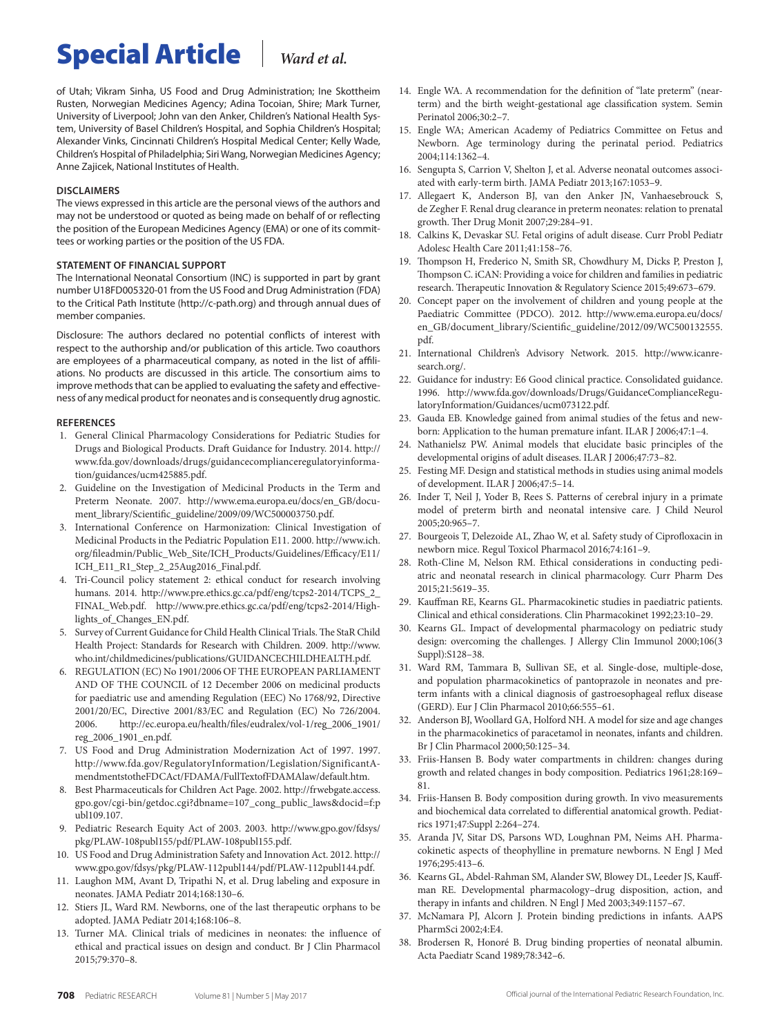of Utah; Vikram Sinha, US Food and Drug Administration; Ine Skottheim Rusten, Norwegian Medicines Agency; Adina Tocoian, Shire; Mark Turner, University of Liverpool; John van den Anker, Children's National Health System, University of Basel Children's Hospital, and Sophia Children's Hospital; Alexander Vinks, Cincinnati Children's Hospital Medical Center; Kelly Wade, Children's Hospital of Philadelphia; Siri Wang, Norwegian Medicines Agency; Anne Zajicek, National Institutes of Health.

### DISCLAIMERS

The views expressed in this article are the personal views of the authors and may not be understood or quoted as being made on behalf of or reflecting the position of the European Medicines Agency (EMA) or one of its committees or working parties or the position of the US FDA.

### STATEMENT OF FINANCIAL SUPPORT

The International Neonatal Consortium (INC) is supported in part by grant number U18FD005320-01 from the US Food and Drug Administration (FDA) to the Critical Path Institute (http://c-path.org) and through annual dues of member companies.

Disclosure: The authors declared no potential conflicts of interest with respect to the authorship and/or publication of this article. Two coauthors are employees of a pharmaceutical company, as noted in the list of affiliations. No products are discussed in this article. The consortium aims to improve methods that can be applied to evaluating the safety and effectiveness of any medical product for neonates and is consequently drug agnostic.

### REFERENCES

1. General Clinical Pharmacology Considerations for Pediatric Studies for Drugs and Biological Products. Draft Guidance for Industry. 2014. http://www.fda.gov/downloads/drugs/guidancecomplianceregulatoryinformation/guidances/ucm425885.pdf.
2. Guideline on the Investigation of Medicinal Products in the Term and Preterm Neonate. 2007. http://www.ema.europa.eu/docs/en_GB/document_library/Scientific_guideline/2009/09/WC500003750.pdf.
3. International Conference on Harmonization: Clinical Investigation of Medicinal Products in the Pediatric Population E11. 2000. http://www.ich.org/fileadmin/Public_Web_Site/ICH_Products/Guidelines/Efficacy/E11/ICH_E11_R1_Step_2_25Aug2016_Final.pdf.
4. Tri-Council policy statement 2: ethical conduct for research involving humans. 2014. http://www.pre.ethics.gc.ca/pdf/eng/tcps2-2014/TCPS_2_FINAL_Web.pdf. http://www.pre.ethics.gc.ca/pdf/eng/tcps2-2014/Highlights_of_Changes_EN.pdf.
5. Survey of Current Guidance for Child Health Clinical Trials. The StaR Child Health Project: Standards for Research with Children. 2009. http://www.who.int/childmedicines/publications/GUIDANCECHILDHEALTH.pdf.
6. REGULATION (EC) No 1901/2006 OF THE EUROPEAN PARLIAMENT AND OF THE COUNCIL of 12 December 2006 on medicinal products for paediatric use and amending Regulation (EEC) No 1768/92, Directive 2001/20/EC, Directive 2001/83/EC and Regulation (EC) No 726/2004. 2006. http://ec.europa.eu/health/files/eudralex/vol-1/reg_2006_1901/reg_2006_1901_en.pdf.
7. US Food and Drug Administration Modernization Act of 1997. 1997. http://www.fda.gov/RegulatoryInformation/Legislation/SignificantAmendmentstotheFDCAct/FDAMA/FullTextofFDAMAlaw/default.htm.
8. Best Pharmaceuticals for Children Act Page. 2002. http://frwebgate.access.gpo.gov/cgi-bin/getdoc.cgi?dbname=107_cong_public_laws&docid=f:publ109.107.
9. Pediatric Research Equity Act of 2003. 2003. http://www.gpo.gov/fdsys/pkg/PLAW-108publ155/pdf/PLAW-108publ155.pdf.
10. US Food and Drug Administration Safety and Innovation Act. 2012. http://www.gpo.gov/fdsys/pkg/PLAW-112publ144/pdf/PLAW-112publ144.pdf.
11. Laughon MM, Avant D, Tripathi N, et al. Drug labeling and exposure in neonates. JAMA Pediatr 2014;168:130–6.
12. Stiers JL, Ward RM. Newborns, one of the last therapeutic orphans to be adopted. JAMA Pediatr 2014;168:106–8.
13. Turner MA. Clinical trials of medicines in neonates: the influence of ethical and practical issues on design and conduct. Br J Clin Pharmacol 2015;79:370–8.
14. Engle WA. A recommendation for the definition of "late preterm" (near-term) and the birth weight-gestational age classification system. Semin Perinatol 2006;30:2–7.
15. Engle WA; American Academy of Pediatrics Committee on Fetus and Newborn. Age terminology during the perinatal period. Pediatrics 2004;114:1362–4.
16. Sengupta S, Carrion V, Shelton J, et al. Adverse neonatal outcomes associated with early-term birth. JAMA Pediatr 2013;167:1053–9.
17. Allegaert K, Anderson BJ, van den Anker JN, Vanhaesebrouck S, de Zegher F. Renal drug clearance in preterm neonates: relation to prenatal growth. Ther Drug Monit 2007;29:284–91.
18. Calkins K, Devaskar SU. Fetal origins of adult disease. Curr Probl Pediatr Adolesc Health Care 2011;41:158–76.
19. Thompson H, Frederico N, Smith SR, Chowdhury M, Dicks P, Preston J, Thompson C. iCAN: Providing a voice for children and families in pediatric research. Therapeutic Innovation & Regulatory Science 2015;49:673–679.
20. Concept paper on the involvement of children and young people at the Paediatric Committee (PDCO). 2012. http://www.ema.europa.eu/docs/en_GB/document_library/Scientific_guideline/2012/09/WC500132555.pdf.
21. International Children's Advisory Network. 2015. http://www.icanresearch.org/.
22. Guidance for industry: E6 Good clinical practice. Consolidated guidance. 1996. http://www.fda.gov/downloads/Drugs/GuidanceComplianceRegulatoryInformation/Guidances/ucm073122.pdf.
23. Gauda EB. Knowledge gained from animal studies of the fetus and newborn: Application to the human premature infant. ILAR J 2006;47:1–4.
24. Nathanielsz PW. Animal models that elucidate basic principles of the developmental origins of adult diseases. ILAR J 2006;47:73–82.
25. Festing MF. Design and statistical methods in studies using animal models of development. ILAR J 2006;47:5–14.
26. Inder T, Neil J, Yoder B, Rees S. Patterns of cerebral injury in a primate model of preterm birth and neonatal intensive care. J Child Neurol 2005;20:965–7.
27. Bourgeois T, Delezoide AL, Zhao W, et al. Safety study of Ciprofloxacin in newborn mice. Regul Toxicol Pharmacol 2016;74:161–9.
28. Roth-Cline M, Nelson RM. Ethical considerations in conducting pediatric and neonatal research in clinical pharmacology. Curr Pharm Des 2015;21:5619–35.
29. Kauffman RE, Kearns GL. Pharmacokinetic studies in paediatric patients. Clinical and ethical considerations. Clin Pharmacokinet 1992;23:10–29.
30. Kearns GL. Impact of developmental pharmacology on pediatric study design: overcoming the challenges. J Allergy Clin Immunol 2000;106(3 Suppl):S128–38.
31. Ward RM, Tammara B, Sullivan SE, et al. Single-dose, multiple-dose, and population pharmacokinetics of pantoprazole in neonates and preterm infants with a clinical diagnosis of gastroesophageal reflux disease (GERD). Eur J Clin Pharmacol 2010;66:555–61.
32. Anderson BJ, Woollard GA, Holford NH. A model for size and age changes in the pharmacokinetics of paracetamol in neonates, infants and children. Br J Clin Pharmacol 2000;50:125–34.
33. Friis-Hansen B. Body water compartments in children: changes during growth and related changes in body composition. Pediatrics 1961;28:169–81.
34. Friis-Hansen B. Body composition during growth. In vivo measurements and biochemical data correlated to differential anatomical growth. Pediatrics 1971;47:Suppl 2:264–274.
35. Aranda JV, Sitar DS, Parsons WD, Loughnan PM, Neims AH. Pharmacokinetic aspects of theophylline in premature newborns. N Engl J Med 1976;295:413–6.
36. Kearns GL, Abdel-Rahman SM, Alander SW, Blowey DL, Leeder JS, Kauffman RE. Developmental pharmacology–drug disposition, action, and therapy in infants and children. N Engl J Med 2003;349:1157–67.
37. McNamara PJ, Alcorn J. Protein binding predictions in infants. AAPS PharmSci 2002;4:E4.
38. Brodersen R, Honoré B. Drug binding properties of neonatal albumin. Acta Paediatr Scand 1989;78:342–6.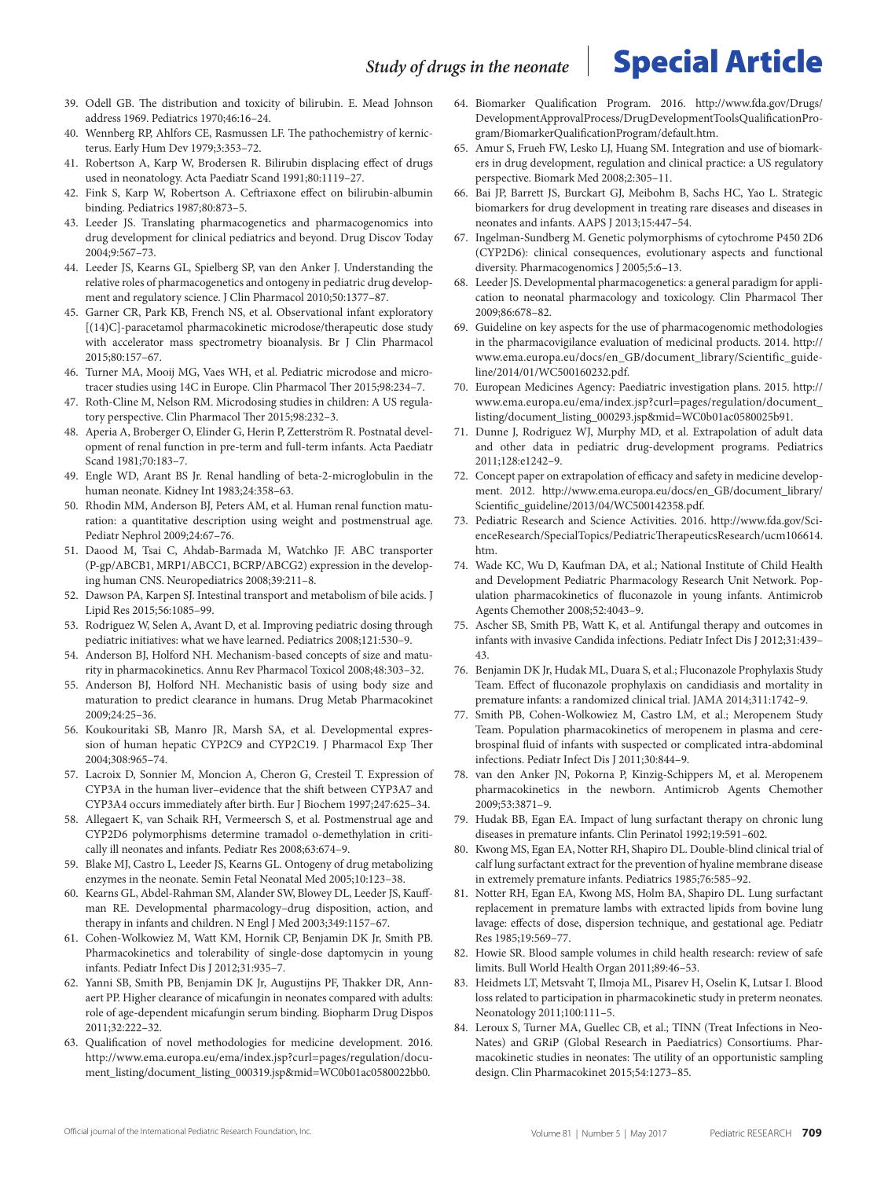39. Odell GB. The distribution and toxicity of bilirubin. E. Mead Johnson address 1969. Pediatrics 1970;46:16–24.
40. Wennberg RP, Ahlfors CE, Rasmussen LF. The pathochemistry of kernicterus. Early Hum Dev 1979;3:353–72.
41. Robertson A, Karp W, Brodersen R. Bilirubin displacing effect of drugs used in neonatology. Acta Paediatr Scand 1991;80:1119–27.
42. Fink S, Karp W, Robertson A. Ceftriaxone effect on bilirubin-albumin binding. Pediatrics 1987;80:873–5.
43. Leeder JS. Translating pharmacogenetics and pharmacogenomics into drug development for clinical pediatrics and beyond. Drug Discov Today 2004;9:567–73.
44. Leeder JS, Kearns GL, Spielberg SP, van den Anker J. Understanding the relative roles of pharmacogenetics and ontogeny in pediatric drug development and regulatory science. J Clin Pharmacol 2010;50:1377–87.
45. Garner CR, Park KB, French NS, et al. Observational infant exploratory [(14)C]-paracetamol pharmacokinetic microdose/therapeutic dose study with accelerator mass spectrometry bioanalysis. Br J Clin Pharmacol 2015;80:157–67.
46. Turner MA, Mooij MG, Vaes WH, et al. Pediatric microdose and microtracer studies using 14C in Europe. Clin Pharmacol Ther 2015;98:234–7.
47. Roth-Cline M, Nelson RM. Microdosing studies in children: A US regulatory perspective. Clin Pharmacol Ther 2015;98:232–3.
48. Aperia A, Broberger O, Elinder G, Herin P, Zetterström R. Postnatal development of renal function in pre-term and full-term infants. Acta Paediatr Scand 1981;70:183–7.
49. Engle WD, Arant BS Jr. Renal handling of beta-2-microglobulin in the human neonate. Kidney Int 1983;24:358–63.
50. Rhodin MM, Anderson BJ, Peters AM, et al. Human renal function maturation: a quantitative description using weight and postmenstrual age. Pediatr Nephrol 2009;24:67–76.
51. Daood M, Tsai C, Ahdab-Barmada M, Watchko JF. ABC transporter (P-gp/ABCB1, MRP1/ABCC1, BCRP/ABCG2) expression in the developing human CNS. Neuropediatrics 2008;39:211–8.
52. Dawson PA, Karpen SJ. Intestinal transport and metabolism of bile acids. J Lipid Res 2015;56:1085–99.
53. Rodriguez W, Selen A, Avant D, et al. Improving pediatric dosing through pediatric initiatives: what we have learned. Pediatrics 2008;121:530–9.
54. Anderson BJ, Holford NH. Mechanism-based concepts of size and maturity in pharmacokinetics. Annu Rev Pharmacol Toxicol 2008;48:303–32.
55. Anderson BJ, Holford NH. Mechanistic basis of using body size and maturation to predict clearance in humans. Drug Metab Pharmacokinet 2009;24:25–36.
56. Koukouritaki SB, Manro JR, Marsh SA, et al. Developmental expression of human hepatic CYP2C9 and CYP2C19. J Pharmacol Exp Ther 2004;308:965–74.
57. Lacroix D, Sonnier M, Moncion A, Cheron G, Cresteil T. Expression of CYP3A in the human liver–evidence that the shift between CYP3A7 and CYP3A4 occurs immediately after birth. Eur J Biochem 1997;247:625–34.
58. Allegaert K, van Schaik RH, Vermeersch S, et al. Postmenstrual age and CYP2D6 polymorphisms determine tramadol o-demethylation in critically ill neonates and infants. Pediatr Res 2008;63:674–9.
59. Blake MJ, Castro L, Leeder JS, Kearns GL. Ontogeny of drug metabolizing enzymes in the neonate. Semin Fetal Neonatal Med 2005;10:123–38.
60. Kearns GL, Abdel-Rahman SM, Alander SW, Blowey DL, Leeder JS, Kauffman RE. Developmental pharmacology–drug disposition, action, and therapy in infants and children. N Engl J Med 2003;349:1157–67.
61. Cohen-Wolkowiez M, Watt KM, Hornik CP, Benjamin DK Jr, Smith PB. Pharmacokinetics and tolerability of single-dose daptomycin in young infants. Pediatr Infect Dis J 2012;31:935–7.
62. Yanni SB, Smith PB, Benjamin DK Jr, Augustijns PF, Thakker DR, Annaert PP. Higher clearance of micafungin in neonates compared with adults: role of age-dependent micafungin serum binding. Biopharm Drug Dispos 2011;32:222–32.
63. Qualification of novel methodologies for medicine development. 2016. http://www.ema.europa.eu/ema/index.jsp?curl=pages/regulation/document_listing/document_listing_000319.jsp&mid=WC0b01ac0580022bb0.
64. Biomarker Qualification Program. 2016. http://www.fda.gov/Drugs/DevelopmentApprovalProcess/DrugDevelopmentToolsQualificationProgram/BiomarkerQualificationProgram/default.htm.
65. Amur S, Frueh FW, Lesko LJ, Huang SM. Integration and use of biomarkers in drug development, regulation and clinical practice: a US regulatory perspective. Biomark Med 2008;2:305–11.
66. Bai JP, Barrett JS, Burckart GJ, Meibohm B, Sachs HC, Yao L. Strategic biomarkers for drug development in treating rare diseases and diseases in neonates and infants. AAPS J 2013;15:447–54.
67. Ingelman-Sundberg M. Genetic polymorphisms of cytochrome P450 2D6 (CYP2D6): clinical consequences, evolutionary aspects and functional diversity. Pharmacogenomics J 2005;5:6–13.
68. Leeder JS. Developmental pharmacogenetics: a general paradigm for application to neonatal pharmacology and toxicology. Clin Pharmacol Ther 2009;86:678–82.
69. Guideline on key aspects for the use of pharmacogenomic methodologies in the pharmacovigilance evaluation of medicinal products. 2014. http://www.ema.europa.eu/docs/en_GB/document_library/Scientific_guideline/2014/01/WC500160232.pdf.
70. European Medicines Agency: Paediatric investigation plans. 2015. http://www.ema.europa.eu/ema/index.jsp?curl=pages/regulation/document_listing/document_listing_000293.jsp&mid=WC0b01ac0580025b91.
71. Dunne J, Rodriguez WJ, Murphy MD, et al. Extrapolation of adult data and other data in pediatric drug-development programs. Pediatrics 2011;128:e1242–9.
72. Concept paper on extrapolation of efficacy and safety in medicine development. 2012. http://www.ema.europa.eu/docs/en_GB/document_library/Scientific_guideline/2013/04/WC500142358.pdf.
73. Pediatric Research and Science Activities. 2016. http://www.fda.gov/ScienceResearch/SpecialTopics/PediatricTherapeuticsResearch/ucm106614.htm.
74. Wade KC, Wu D, Kaufman DA, et al.; National Institute of Child Health and Development Pediatric Pharmacology Research Unit Network. Population pharmacokinetics of fluconazole in young infants. Antimicrob Agents Chemother 2008;52:4043–9.
75. Ascher SB, Smith PB, Watt K, et al. Antifungal therapy and outcomes in infants with invasive Candida infections. Pediatr Infect Dis J 2012;31:439–43.
76. Benjamin DK Jr, Hudak ML, Duara S, et al.; Fluconazole Prophylaxis Study Team. Effect of fluconazole prophylaxis on candidiasis and mortality in premature infants: a randomized clinical trial. JAMA 2014;311:1742–9.
77. Smith PB, Cohen-Wolkowiez M, Castro LM, et al.; Meropenem Study Team. Population pharmacokinetics of meropenem in plasma and cerebrospinal fluid of infants with suspected or complicated intra-abdominal infections. Pediatr Infect Dis J 2011;30:844–9.
78. van den Anker JN, Pokorna P, Kinzig-Schippers M, et al. Meropenem pharmacokinetics in the newborn. Antimicrob Agents Chemother 2009;53:3871–9.
79. Hudak BB, Egan EA. Impact of lung surfactant therapy on chronic lung diseases in premature infants. Clin Perinatol 1992;19:591–602.
80. Kwong MS, Egan EA, Notter RH, Shapiro DL. Double-blind clinical trial of calf lung surfactant extract for the prevention of hyaline membrane disease in extremely premature infants. Pediatrics 1985;76:585–92.
81. Notter RH, Egan EA, Kwong MS, Holm BA, Shapiro DL. Lung surfactant replacement in premature lambs with extracted lipids from bovine lung lavage: effects of dose, dispersion technique, and gestational age. Pediatr Res 1985;19:569–77.
82. Howie SR. Blood sample volumes in child health research: review of safe limits. Bull World Health Organ 2011;89:46–53.
83. Heidmets LT, Metsvaht T, Ilmoja ML, Pisarev H, Oselin K, Lutsar I. Blood loss related to participation in pharmacokinetic study in preterm neonates. Neonatology 2011;100:111–5.
84. Leroux S, Turner MA, Guellec CB, et al.; TINN (Treat Infections in NeoNates) and GRiP (Global Research in Paediatrics) Consortiums. Pharmacokinetic studies in neonates: The utility of an opportunistic sampling design. Clin Pharmacokinet 2015;54:1273–85.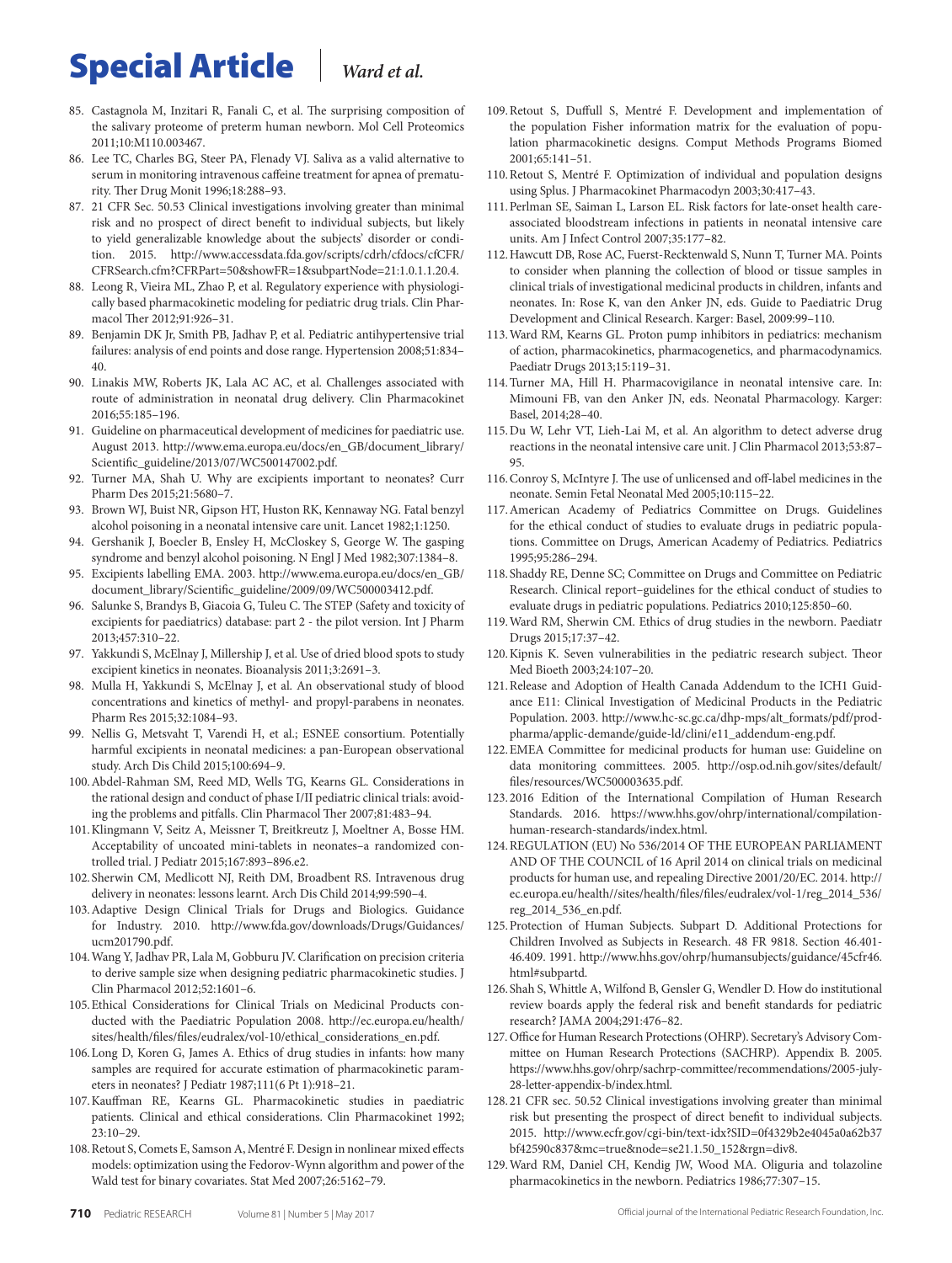85. Castagnola M, Inzitari R, Fanali C, et al. The surprising composition of the salivary proteome of preterm human newborn. Mol Cell Proteomics 2011;10:M110.003467.
86. Lee TC, Charles BG, Steer PA, Flenady VJ. Saliva as a valid alternative to serum in monitoring intravenous caffeine treatment for apnea of prematurity. Ther Drug Monit 1996;18:288–93.
87. 21 CFR Sec. 50.53 Clinical investigations involving greater than minimal risk and no prospect of direct benefit to individual subjects, but likely to yield generalizable knowledge about the subjects' disorder or condition. 2015. http://www.accessdata.fda.gov/scripts/cdrh/cfdocs/cfCFR/CFRSearch.cfm?CFRPart=50&showFR=1&subpartNode=21:1.0.1.1.20.4.
88. Leong R, Vieira ML, Zhao P, et al. Regulatory experience with physiologically based pharmacokinetic modeling for pediatric drug trials. Clin Pharmacol Ther 2012;91:926–31.
89. Benjamin DK Jr, Smith PB, Jadhav P, et al. Pediatric antihypertensive trial failures: analysis of end points and dose range. Hypertension 2008;51:834–40.
90. Linakis MW, Roberts JK, Lala AC AC, et al. Challenges associated with route of administration in neonatal drug delivery. Clin Pharmacokinet 2016;55:185–196.
91. Guideline on pharmaceutical development of medicines for paediatric use. August 2013. http://www.ema.europa.eu/docs/en_GB/document_library/Scientific_guideline/2013/07/WC500147002.pdf.
92. Turner MA, Shah U. Why are excipients important to neonates? Curr Pharm Des 2015;21:5680–7.
93. Brown WJ, Buist NR, Gipson HT, Huston RK, Kennaway NG. Fatal benzyl alcohol poisoning in a neonatal intensive care unit. Lancet 1982;1:1250.
94. Gershanik J, Boecler B, Ensley H, McCloskey S, George W. The gasping syndrome and benzyl alcohol poisoning. N Engl J Med 1982;307:1384–8.
95. Excipients labelling EMA. 2003. http://www.ema.europa.eu/docs/en_GB/document_library/Scientific_guideline/2009/09/WC500003412.pdf.
96. Salunke S, Brandys B, Giacoia G, Tuleu C. The STEP (Safety and toxicity of excipients for paediatrics) database: part 2 - the pilot version. Int J Pharm 2013;457:310–22.
97. Yakkundi S, McElnay J, Millership J, et al. Use of dried blood spots to study excipient kinetics in neonates. Bioanalysis 2011;3:2691–3.
98. Mulla H, Yakkundi S, McElnay J, et al. An observational study of blood concentrations and kinetics of methyl- and propyl-parabens in neonates. Pharm Res 2015;32:1084–93.
99. Nellis G, Metsvaht T, Varendi H, et al.; ESNEE consortium. Potentially harmful excipients in neonatal medicines: a pan-European observational study. Arch Dis Child 2015;100:694–9.
100. Abdel-Rahman SM, Reed MD, Wells TG, Kearns GL. Considerations in the rational design and conduct of phase I/II pediatric clinical trials: avoiding the problems and pitfalls. Clin Pharmacol Ther 2007;81:483–94.
101. Klingmann V, Seitz A, Meissner T, Breitkreutz J, Moeltner A, Bosse HM. Acceptability of uncoated mini-tablets in neonates–a randomized controlled trial. J Pediatr 2015;167:893–896.e2.
102. Sherwin CM, Medlicott NJ, Reith DM, Broadbent RS. Intravenous drug delivery in neonates: lessons learnt. Arch Dis Child 2014;99:590–4.
103. Adaptive Design Clinical Trials for Drugs and Biologics. Guidance for Industry. 2010. http://www.fda.gov/downloads/Drugs/Guidances/ucm201790.pdf.
104. Wang Y, Jadhav PR, Lala M, Gobburu JV. Clarification on precision criteria to derive sample size when designing pediatric pharmacokinetic studies. J Clin Pharmacol 2012;52:1601–6.
105. Ethical Considerations for Clinical Trials on Medicinal Products conducted with the Paediatric Population 2008. http://ec.europa.eu/health/sites/health/files/files/eudralex/vol-10/ethical_considerations_en.pdf.
106. Long D, Koren G, James A. Ethics of drug studies in infants: how many samples are required for accurate estimation of pharmacokinetic parameters in neonates? J Pediatr 1987;111(6 Pt 1):918–21.
107. Kauffman RE, Kearns GL. Pharmacokinetic studies in paediatric patients. Clinical and ethical considerations. Clin Pharmacokinet 1992;23:10–29.
108. Retout S, Comets E, Samson A, Mentré F. Design in nonlinear mixed effects models: optimization using the Fedorov-Wynn algorithm and power of the Wald test for binary covariates. Stat Med 2007;26:5162–79.
109. Retout S, Duffull S, Mentré F. Development and implementation of the population Fisher information matrix for the evaluation of population pharmacokinetic designs. Comput Methods Programs Biomed 2001;65:141–51.
110. Retout S, Mentré F. Optimization of individual and population designs using Splus. J Pharmacokinet Pharmacodyn 2003;30:417–43.
111. Perlman SE, Saiman L, Larson EL. Risk factors for late-onset health care-associated bloodstream infections in patients in neonatal intensive care units. Am J Infect Control 2007;35:177–82.
112. Hawcutt DB, Rose AC, Fuerst-Recktenwald S, Nunn T, Turner MA. Points to consider when planning the collection of blood or tissue samples in clinical trials of investigational medicinal products in children, infants and neonates. In: Rose K, van den Anker JN, eds. Guide to Paediatric Drug Development and Clinical Research. Karger: Basel, 2009:99–110.
113. Ward RM, Kearns GL. Proton pump inhibitors in pediatrics: mechanism of action, pharmacokinetics, pharmacogenetics, and pharmacodynamics. Paediatr Drugs 2013;15:119–31.
114. Turner MA, Hill H. Pharmacovigilance in neonatal intensive care. In: Mimouni FB, van den Anker JN, eds. Neonatal Pharmacology. Karger: Basel, 2014;28–40.
115. Du W, Lehr VT, Lieh-Lai M, et al. An algorithm to detect adverse drug reactions in the neonatal intensive care unit. J Clin Pharmacol 2013;53:87–95.
116. Conroy S, McIntyre J. The use of unlicensed and off-label medicines in the neonate. Semin Fetal Neonatal Med 2005;10:115–22.
117. American Academy of Pediatrics Committee on Drugs. Guidelines for the ethical conduct of studies to evaluate drugs in pediatric populations. Committee on Drugs, American Academy of Pediatrics. Pediatrics 1995;95:286–294.
118. Shaddy RE, Denne SC; Committee on Drugs and Committee on Pediatric Research. Clinical report–guidelines for the ethical conduct of studies to evaluate drugs in pediatric populations. Pediatrics 2010;125:850–60.
119. Ward RM, Sherwin CM. Ethics of drug studies in the newborn. Paediatr Drugs 2015;17:37–42.
120. Kipnis K. Seven vulnerabilities in the pediatric research subject. Theor Med Bioeth 2003;24:107–20.
121. Release and Adoption of Health Canada Addendum to the ICH1 Guidance E11: Clinical Investigation of Medicinal Products in the Pediatric Population. 2003. http://www.hc-sc.gc.ca/dhp-mps/alt_formats/pdf/prodpharma/applic-demande/guide-ld/clini/e11_addendum-eng.pdf.
122. EMEA Committee for medicinal products for human use: Guideline on data monitoring committees. 2005. http://osp.od.nih.gov/sites/default/files/resources/WC500003635.pdf.
123. 2016 Edition of the International Compilation of Human Research Standards. 2016. https://www.hhs.gov/ohrp/international/compilation-human-research-standards/index.html.
124. REGULATION (EU) No 536/2014 OF THE EUROPEAN PARLIAMENT AND OF THE COUNCIL of 16 April 2014 on clinical trials on medicinal products for human use, and repealing Directive 2001/20/EC. 2014. http://ec.europa.eu/health//sites/health/files/files/eudralex/vol-1/reg_2014_536/reg_2014_536_en.pdf.
125. Protection of Human Subjects. Subpart D. Additional Protections for Children Involved as Subjects in Research. 48 FR 9818. Section 46.401-46.409. 1991. http://www.hhs.gov/ohrp/humansubjects/guidance/45cfr46.html#subpartd.
126. Shah S, Whittle A, Wilfond B, Gensler G, Wendler D. How do institutional review boards apply the federal risk and benefit standards for pediatric research? JAMA 2004;291:476–82.
127. Office for Human Research Protections (OHRP). Secretary's Advisory Committee on Human Research Protections (SACHRP). Appendix B. 2005. https://www.hhs.gov/ohrp/sachrp-committee/recommendations/2005-july-28-letter-appendix-b/index.html.
128. 21 CFR sec. 50.52 Clinical investigations involving greater than minimal risk but presenting the prospect of direct benefit to individual subjects. 2015. http://www.ecfr.gov/cgi-bin/text-idx?SID=0f4329b2e4045a0a62b37bf42590c837&mc=true&node=se21.1.50_152&rgn=div8.
129. Ward RM, Daniel CH, Kendig JW, Wood MA. Oliguria and tolazoline pharmacokinetics in the newborn. Pediatrics 1986;77:307–15.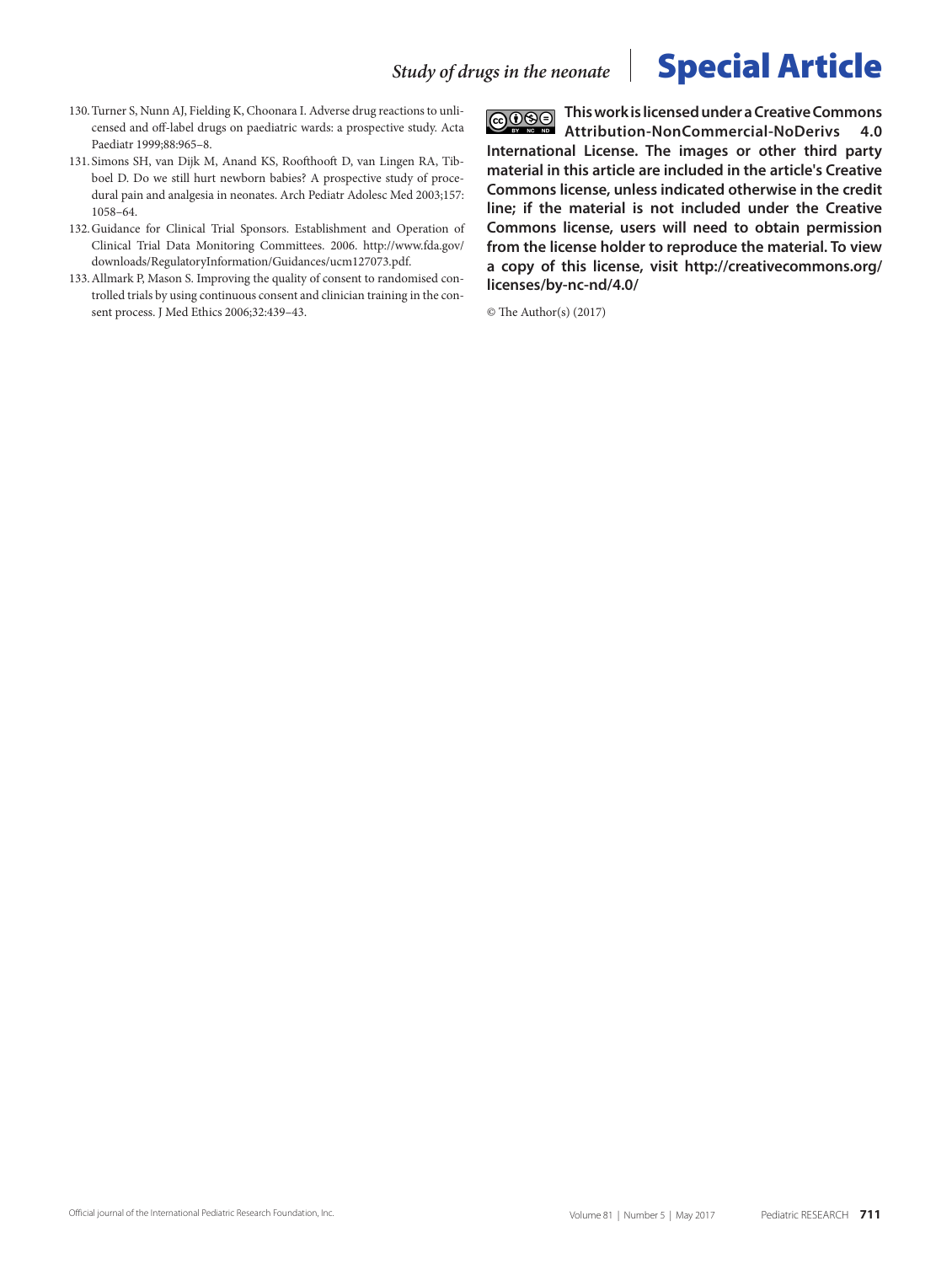130. Turner S, Nunn AJ, Fielding K, Choonara I. Adverse drug reactions to unlicensed and off-label drugs on paediatric wards: a prospective study. Acta Paediatr 1999;88:965–8.
131. Simons SH, van Dijk M, Anand KS, Roofthooft D, van Lingen RA, Tibboel D. Do we still hurt newborn babies? A prospective study of procedural pain and analgesia in neonates. Arch Pediatr Adolesc Med 2003;157:1058–64.
132. Guidance for Clinical Trial Sponsors. Establishment and Operation of Clinical Trial Data Monitoring Committees. 2006. http://www.fda.gov/downloads/RegulatoryInformation/Guidances/ucm127073.pdf.
133. Allmark P, Mason S. Improving the quality of consent to randomised controlled trials by using continuous consent and clinician training in the consent process. J Med Ethics 2006;32:439–43.

**This work is licensed under a Creative Commons Attribution-NonCommercial-NoDerivs 4.0 International License. The images or other third party material in this article are included in the article's Creative Commons license, unless indicated otherwise in the credit line; if the material is not included under the Creative Commons license, users will need to obtain permission from the license holder to reproduce the material. To view a copy of this license, visit http://creativecommons.org/licenses/by-nc-nd/4.0/**

© The Author(s) (2017)